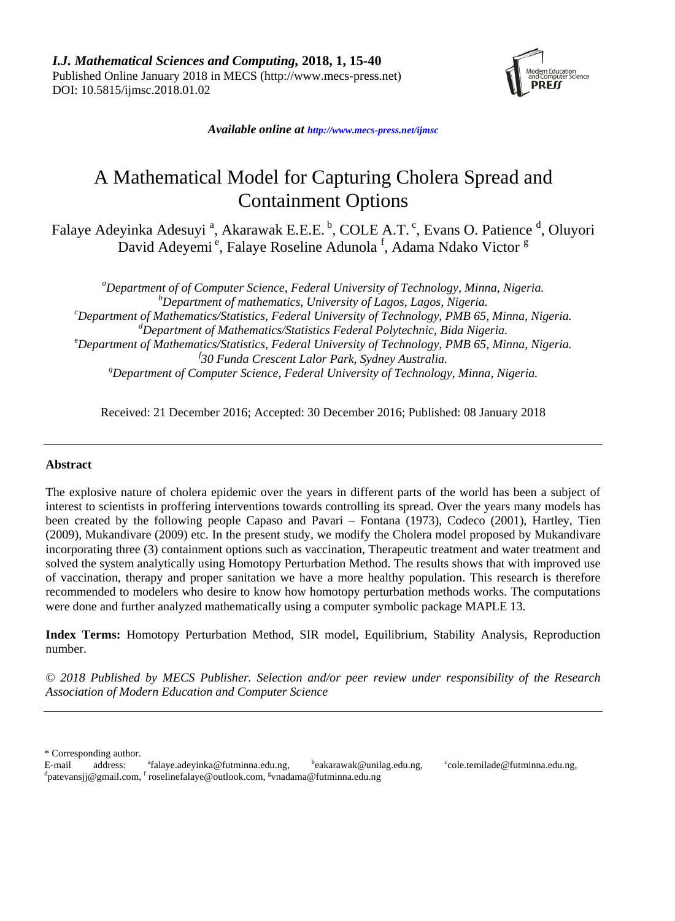*I.J. Mathematical Sciences and Computing*, **2018, 1, 15-40**
Published Online January 2018 in MECS (http://www.mecs-press.net)
DOI: 10.5815/ijmsc.2018.01.02

***Available online at** http://www.mecs-press.net/ijmsc*

# A Mathematical Model for Capturing Cholera Spread and Containment Options

Falaye Adeyinka Adesuyi [a], Akarawak E.E.E. [b], COLE A.T. [c], Evans O. Patience [d], Oluyori David Adeyemi [e], Falaye Roseline Adunola [f], Adama Ndako Victor [g]

[a]*Department of of Computer Science, Federal University of Technology, Minna, Nigeria.*
[b]*Department of mathematics, University of Lagos, Lagos, Nigeria.*
[c]*Department of Mathematics/Statistics, Federal University of Technology, PMB 65, Minna, Nigeria.*
[d]*Department of Mathematics/Statistics Federal Polytechnic, Bida Nigeria.*
[e]*Department of Mathematics/Statistics, Federal University of Technology, PMB 65, Minna, Nigeria.*
[f]*30 Funda Crescent Lalor Park, Sydney Australia.*
[g]*Department of Computer Science, Federal University of Technology, Minna, Nigeria.*

Received: 21 December 2016; Accepted: 30 December 2016; Published: 08 January 2018

---

**Abstract**

The explosive nature of cholera epidemic over the years in different parts of the world has been a subject of interest to scientists in proffering interventions towards controlling its spread. Over the years many models has been created by the following people Capaso and Pavari – Fontana (1973), Codeco (2001), Hartley, Tien (2009), Mukandivare (2009) etc. In the present study, we modify the Cholera model proposed by Mukandivare incorporating three (3) containment options such as vaccination, Therapeutic treatment and water treatment and solved the system analytically using Homotopy Perturbation Method. The results shows that with improved use of vaccination, therapy and proper sanitation we have a more healthy population. This research is therefore recommended to modelers who desire to know how homotopy perturbation methods works. The computations were done and further analyzed mathematically using a computer symbolic package MAPLE 13.

**Index Terms:** Homotopy Perturbation Method, SIR model, Equilibrium, Stability Analysis, Reproduction number.

*© 2018 Published by MECS Publisher. Selection and/or peer review under responsibility of the Research Association of Modern Education and Computer Science*

---

\* Corresponding author.
E-mail address: [a]falaye.adeyinka@futminna.edu.ng, [b]eakarawak@unilag.edu.ng, [c]cole.temilade@futminna.edu.ng, [d]patevansjj@gmail.com, [f] roselinefalaye@outlook.com, [g]vnadama@futminna.edu.ng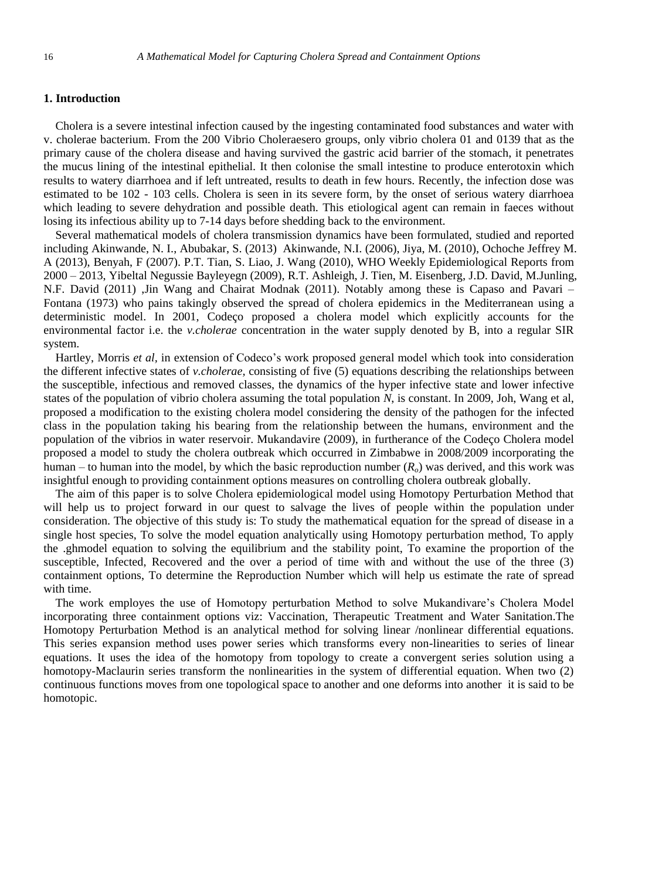## 1. Introduction

Cholera is a severe intestinal infection caused by the ingesting contaminated food substances and water with v. cholerae bacterium. From the 200 Vibrio Choleraesero groups, only vibrio cholera 01 and 0139 that as the primary cause of the cholera disease and having survived the gastric acid barrier of the stomach, it penetrates the mucus lining of the intestinal epithelial. It then colonise the small intestine to produce enterotoxin which results to watery diarrhoea and if left untreated, results to death in few hours. Recently, the infection dose was estimated to be 102 - 103 cells. Cholera is seen in its severe form, by the onset of serious watery diarrhoea which leading to severe dehydration and possible death. This etiological agent can remain in faeces without losing its infectious ability up to 7-14 days before shedding back to the environment.

Several mathematical models of cholera transmission dynamics have been formulated, studied and reported including Akinwande, N. I., Abubakar, S. (2013) Akinwande, N.I. (2006), Jiya, M. (2010), Ochoche Jeffrey M. A (2013), Benyah, F (2007). P.T. Tian, S. Liao, J. Wang (2010), WHO Weekly Epidemiological Reports from 2000 – 2013, Yibeltal Negussie Bayleyegn (2009), R.T. Ashleigh, J. Tien, M. Eisenberg, J.D. David, M.Junling, N.F. David (2011) ,Jin Wang and Chairat Modnak (2011). Notably among these is Capaso and Pavari – Fontana (1973) who pains takingly observed the spread of cholera epidemics in the Mediterranean using a deterministic model. In 2001, Codeço proposed a cholera model which explicitly accounts for the environmental factor i.e. the *v.cholerae* concentration in the water supply denoted by B, into a regular SIR system.

Hartley, Morris *et al,* in extension of Codeco's work proposed general model which took into consideration the different infective states of *v.cholerae,* consisting of five (5) equations describing the relationships between the susceptible, infectious and removed classes, the dynamics of the hyper infective state and lower infective states of the population of vibrio cholera assuming the total population $N$, is constant. In 2009, Joh, Wang et al, proposed a modification to the existing cholera model considering the density of the pathogen for the infected class in the population taking his bearing from the relationship between the humans, environment and the population of the vibrios in water reservoir. Mukandavire (2009), in furtherance of the Codeço Cholera model proposed a model to study the cholera outbreak which occurred in Zimbabwe in 2008/2009 incorporating the human – to human into the model, by which the basic reproduction number ($R_o$) was derived, and this work was insightful enough to providing containment options measures on controlling cholera outbreak globally.

The aim of this paper is to solve Cholera epidemiological model using Homotopy Perturbation Method that will help us to project forward in our quest to salvage the lives of people within the population under consideration. The objective of this study is: To study the mathematical equation for the spread of disease in a single host species, To solve the model equation analytically using Homotopy perturbation method, To apply the .ghmodel equation to solving the equilibrium and the stability point, To examine the proportion of the susceptible, Infected, Recovered and the over a period of time with and without the use of the three (3) containment options, To determine the Reproduction Number which will help us estimate the rate of spread with time.

The work employes the use of Homotopy perturbation Method to solve Mukandivare's Cholera Model incorporating three containment options viz: Vaccination, Therapeutic Treatment and Water Sanitation.The Homotopy Perturbation Method is an analytical method for solving linear /nonlinear differential equations. This series expansion method uses power series which transforms every non-linearities to series of linear equations. It uses the idea of the homotopy from topology to create a convergent series solution using a homotopy-Maclaurin series transform the nonlinearities in the system of differential equation. When two (2) continuous functions moves from one topological space to another and one deforms into another it is said to be homotopic.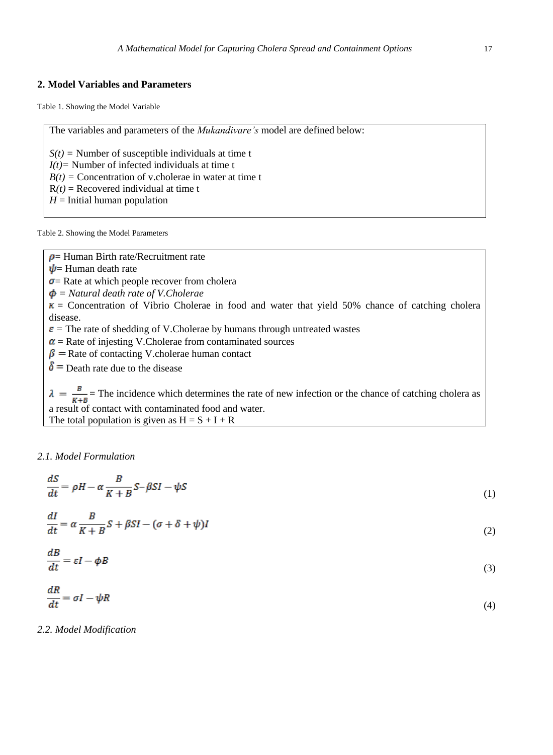## 2. Model Variables and Parameters

Table 1. Showing the Model Variable

The variables and parameters of the *Mukandivare's* model are defined below:

$S(t)$ = Number of susceptible individuals at time t
$I(t)$= Number of infected individuals at time t
$B(t)$ = Concentration of v.cholerae in water at time t
$R(t)$ = Recovered individual at time t
$H$ = Initial human population

Table 2. Showing the Model Parameters

$\rho$= Human Birth rate/Recruitment rate
$\psi$= Human death rate
$\sigma$= Rate at which people recover from cholera
$\phi$ = *Natural death rate of V.Cholerae*
$\kappa$ = Concentration of Vibrio Cholerae in food and water that yield 50% chance of catching cholera disease.
$\varepsilon$ = The rate of shedding of V.Cholerae by humans through untreated wastes
$\alpha$ = Rate of injesting V.Cholerae from contaminated sources
$\beta$ = Rate of contacting V.cholerae human contact
$\delta$ = Death rate due to the disease

$\lambda = \frac{B}{K+B}$ = The incidence which determines the rate of new infection or the chance of catching cholera as a result of contact with contaminated food and water.
The total population is given as H = S + I + R

### *2.1. Model Formulation*

$$\frac{dS}{dt} = \rho H - \alpha \frac{B}{K+B} S - \beta SI - \psi S \tag{1}$$

$$\frac{dI}{dt} = \alpha \frac{B}{K+B} S + \beta SI - (\sigma + \delta + \psi) I \tag{2}$$

$$\frac{dB}{dt} = \varepsilon I - \phi B \tag{3}$$

$$\frac{dR}{dt} = \sigma I - \psi R \tag{4}$$

### *2.2. Model Modification*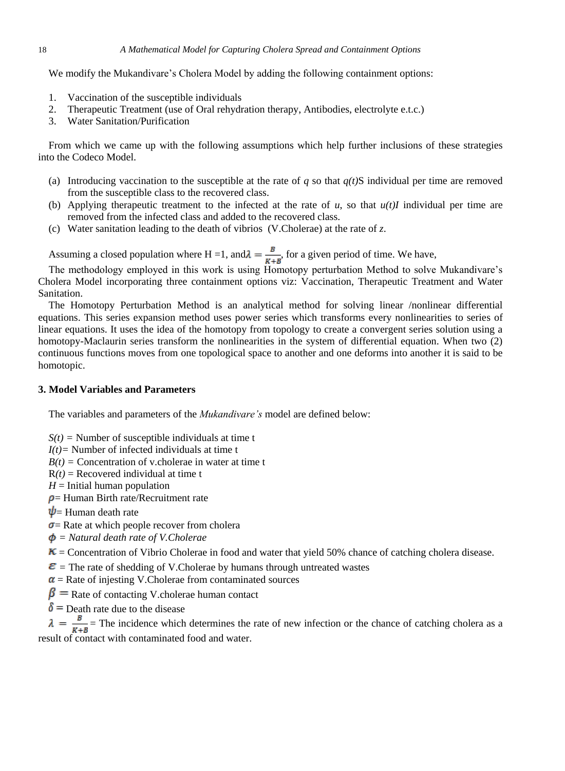We modify the Mukandivare's Cholera Model by adding the following containment options:

1. Vaccination of the susceptible individuals
2. Therapeutic Treatment (use of Oral rehydration therapy, Antibodies, electrolyte e.t.c.)
3. Water Sanitation/Purification

From which we came up with the following assumptions which help further inclusions of these strategies into the Codeco Model.

(a) Introducing vaccination to the susceptible at the rate of *q* so that *q(t)*S individual per time are removed from the susceptible class to the recovered class.
(b) Applying therapeutic treatment to the infected at the rate of *u*, so that *u(t)I* individual per time are removed from the infected class and added to the recovered class.
(c) Water sanitation leading to the death of vibrios (V.Cholerae) at the rate of *z*.

Assuming a closed population where H =1, and $\lambda = \frac{B}{K+B}$, for a given period of time. We have,

The methodology employed in this work is using Homotopy perturbation Method to solve Mukandivare's Cholera Model incorporating three containment options viz: Vaccination, Therapeutic Treatment and Water Sanitation.

The Homotopy Perturbation Method is an analytical method for solving linear /nonlinear differential equations. This series expansion method uses power series which transforms every nonlinearities to series of linear equations. It uses the idea of the homotopy from topology to create a convergent series solution using a homotopy-Maclaurin series transform the nonlinearities in the system of differential equation. When two (2) continuous functions moves from one topological space to another and one deforms into another it is said to be homotopic.

### 3. Model Variables and Parameters

The variables and parameters of the *Mukandivare's* model are defined below:

$S(t)$ = Number of susceptible individuals at time t

$I(t)$= Number of infected individuals at time t

$B(t)$ = Concentration of v.cholerae in water at time t

$R(t)$ = Recovered individual at time t

$H$ = Initial human population

$\rho$= Human Birth rate/Recruitment rate

$\psi$= Human death rate

$\sigma$= Rate at which people recover from cholera

$\phi$ = *Natural death rate of V.Cholerae*

$\kappa$ = Concentration of Vibrio Cholerae in food and water that yield 50% chance of catching cholera disease.

$\varepsilon$ = The rate of shedding of V.Cholerae by humans through untreated wastes

$\alpha$ = Rate of injesting V.Cholerae from contaminated sources

$\beta$ = Rate of contacting V.cholerae human contact

$\delta$ = Death rate due to the disease

$\lambda = \frac{B}{K+B}$ = The incidence which determines the rate of new infection or the chance of catching cholera as a result of contact with contaminated food and water.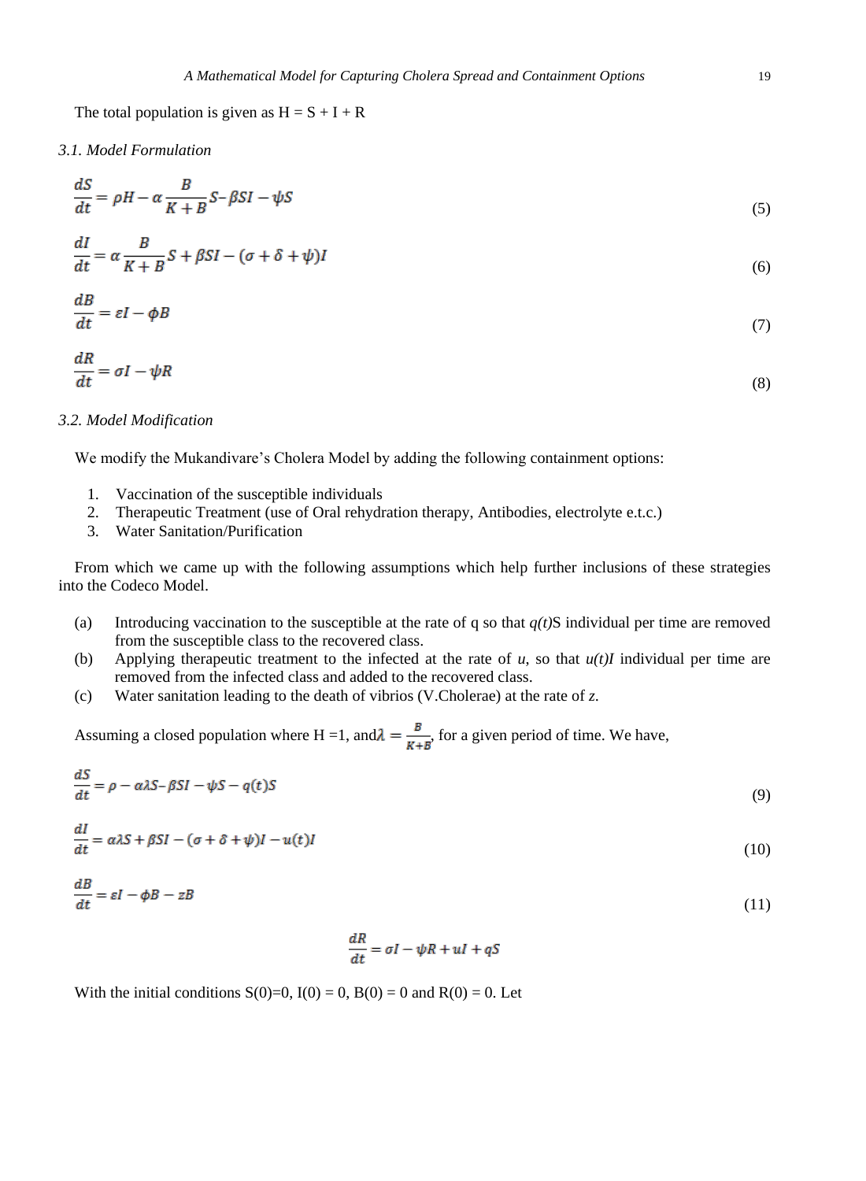The total population is given as H = S + I + R

### 3.1. Model Formulation

$$\frac{dS}{dt} = \rho H - \alpha \frac{B}{K+B} S - \beta SI - \psi S \tag{5}$$

$$\frac{dI}{dt} = \alpha \frac{B}{K+B} S + \beta SI - (\sigma + \delta + \psi) I \tag{6}$$

$$\frac{dB}{dt} = \varepsilon I - \phi B \tag{7}$$

$$\frac{dR}{dt} = \sigma I - \psi R \tag{8}$$

### 3.2. Model Modification

We modify the Mukandivare's Cholera Model by adding the following containment options:

1. Vaccination of the susceptible individuals
2. Therapeutic Treatment (use of Oral rehydration therapy, Antibodies, electrolyte e.t.c.)
3. Water Sanitation/Purification

From which we came up with the following assumptions which help further inclusions of these strategies into the Codeco Model.

(a) Introducing vaccination to the susceptible at the rate of q so that *q(t)*S individual per time are removed from the susceptible class to the recovered class.

(b) Applying therapeutic treatment to the infected at the rate of *u*, so that *u(t)I* individual per time are removed from the infected class and added to the recovered class.

(c) Water sanitation leading to the death of vibrios (V.Cholerae) at the rate of *z*.

Assuming a closed population where H =1, and $\lambda = \frac{B}{K+B}$, for a given period of time. We have,

$$\frac{dS}{dt} = \rho - \alpha\lambda S - \beta SI - \psi S - q(t)S \tag{9}$$

$$\frac{dI}{dt} = \alpha\lambda S + \beta SI - (\sigma + \delta + \psi)I - u(t)I \tag{10}$$

$$\frac{dB}{dt} = \varepsilon I - \phi B - zB \tag{11}$$

$$\frac{dR}{dt} = \sigma I - \psi R + uI + qS$$

With the initial conditions S(0)=0, I(0) = 0, B(0) = 0 and R(0) = 0. Let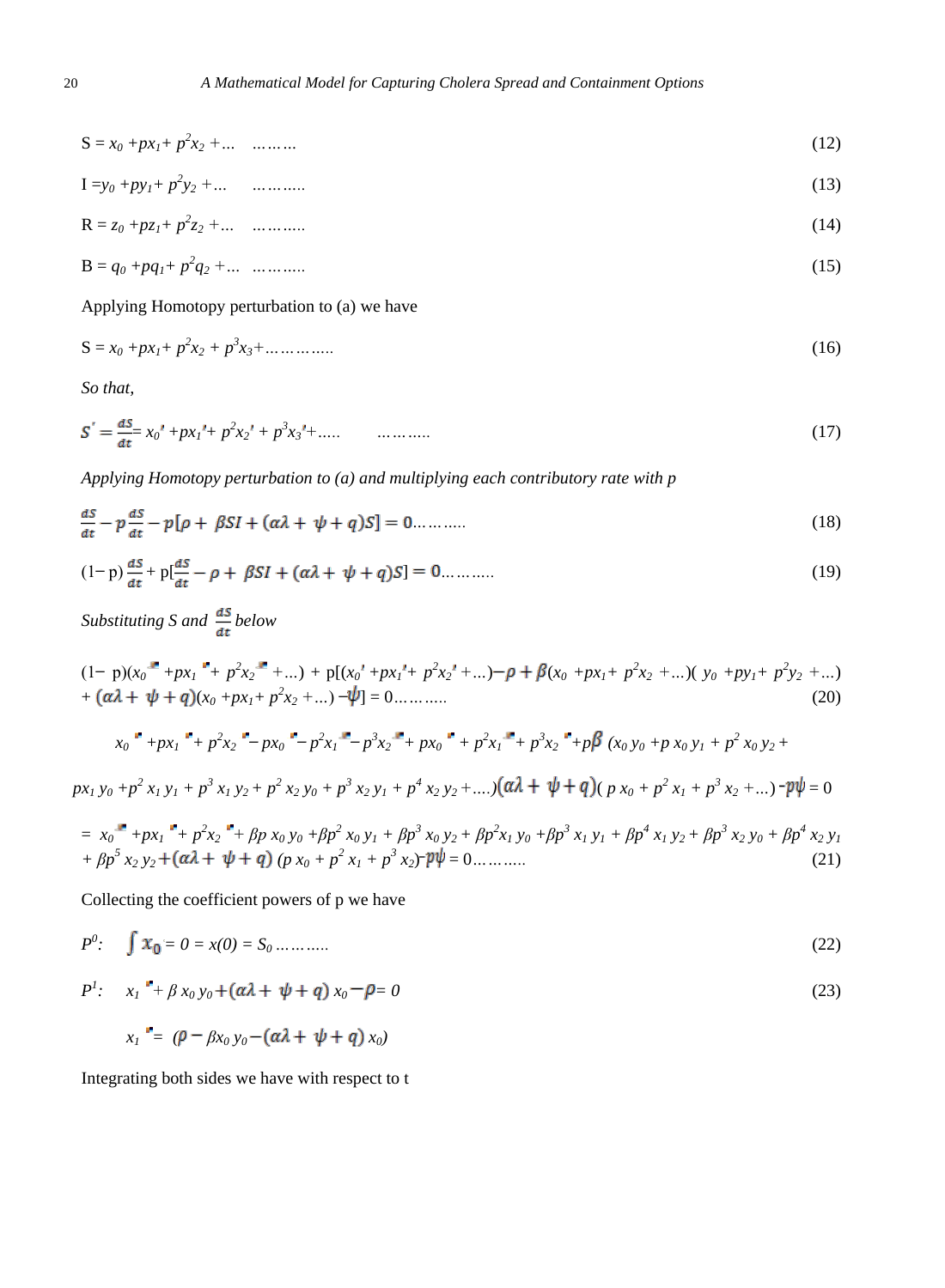$$S = x_0 + px_1 + p^2x_2 + \ldots \quad \ldots\ldots\ldots \tag{12}$$

$$I = y_0 + py_1 + p^2y_2 + \ldots \quad \ldots\ldots\ldots. \tag{13}$$

$$R = z_0 + pz_1 + p^2z_2 + \ldots \quad \ldots\ldots\ldots. \tag{14}$$

$$B = q_0 + pq_1 + p^2q_2 + \ldots \quad \ldots\ldots\ldots. \tag{15}$$

Applying Homotopy perturbation to (a) we have

$$S = x_0 + px_1 + p^2x_2 + p^3x_3 + \ldots\ldots\ldots\ldots. \tag{16}$$

*So that,*

$$S' = \frac{dS}{dt} = x_0' + px_1' + p^2x_2' + p^3x_3' + \ldots.. \quad \ldots\ldots\ldots. \tag{17}$$

*Applying Homotopy perturbation to (a) and multiplying each contributory rate with p*

$$\frac{dS}{dt} - p\frac{dS}{dt} - p[\rho + \beta SI + (\alpha\lambda + \psi + q)S] = 0\ldots\ldots\ldots. \tag{18}$$

$$(1-p)\frac{dS}{dt} + p[\frac{dS}{dt} - \rho + \beta SI + (\alpha\lambda + \psi + q)S] = 0\ldots\ldots\ldots. \tag{19}$$

*Substituting S and* $\frac{dS}{dt}$ *below*

$$(1-p)(x_0' + px_1' + p^2x_2' + \ldots) + p[(x_0' + px_1' + p^2x_2' + \ldots) - \rho + \beta(x_0 + px_1 + p^2x_2 + \ldots)(y_0 + py_1 + p^2y_2 + \ldots) + (\alpha\lambda + \psi + q)(x_0 + px_1 + p^2x_2 + \ldots) - \psi] = 0\ldots\ldots\ldots. \tag{20}$$

$$x_0' + px_1' + p^2x_2' - px_0' - p^2x_1' - p^3x_2' + px_0' + p^2x_1' + p^3x_2' + p\beta\,(x_0y_0 + p\,x_0y_1 + p^2\,x_0y_2 +$$

$$px_1y_0 + p^2\,x_1y_1 + p^3\,x_1y_2 + p^2\,x_2y_0 + p^3\,x_2y_1 + p^4\,x_2y_2 + \ldots.)(\alpha\lambda + \psi + q)(\,p\,x_0 + p^2\,x_1 + p^3\,x_2 + \ldots) - p\psi = 0$$

$$= x_0' + px_1' + p^2x_2' + \beta p\,x_0y_0 + \beta p^2\,x_0y_1 + \beta p^3\,x_0y_2 + \beta p^2x_1y_0 + \beta p^3\,x_1y_1 + \beta p^4\,x_1y_2 + \beta p^3\,x_2y_0 + \beta p^4\,x_2y_1 + \beta p^5\,x_2y_2 + (\alpha\lambda + \psi + q)\,(p\,x_0 + p^2\,x_1 + p^3\,x_2) - p\psi = 0\ldots\ldots\ldots. \tag{21}$$

Collecting the coefficient powers of p we have

$$P^0: \quad \int x_0 = 0 = x(0) = S_0\ldots\ldots\ldots. \tag{22}$$

$$P^1: \quad x_1' + \beta\,x_0y_0 + (\alpha\lambda + \psi + q)\,x_0 - \rho = 0 \tag{23}$$

$$x_1' = (\rho - \beta x_0y_0 - (\alpha\lambda + \psi + q)\,x_0)$$

Integrating both sides we have with respect to t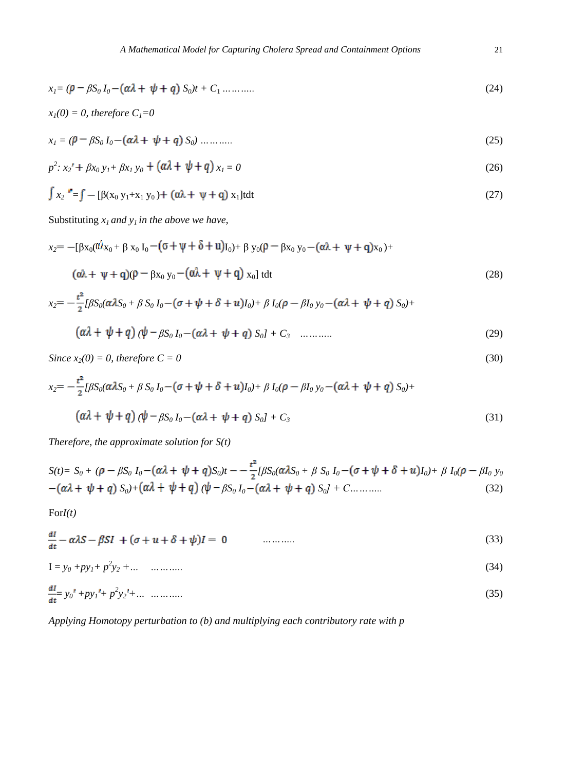$$x_1 = (\rho - \beta S_0 I_0 - (\alpha\lambda + \psi + q) S_0)t + C_1 \ldots\ldots\ldots \tag{24}$$

*$x_1(0) = 0$, therefore $C_1=0$*

$$x_1 = (\rho - \beta S_0 I_0 - (\alpha\lambda + \psi + q) S_0) \ldots\ldots\ldots \tag{25}$$

$$p^2: x_2' + \beta x_0 y_1 + \beta x_1 y_0 + (\alpha\lambda + \psi + q) x_1 = 0 \tag{26}$$

$$\int x_2' = \int -[\beta(x_0 y_1 + x_1 y_0) + (\alpha\lambda + \psi + q) x_1] t dt \tag{27}$$

Substituting *$x_1$ and $y_1$ in the above we have,*

$$x_2 = -[\beta x_0(\alpha\lambda x_0 + \beta x_0 I_0 - (\sigma + \psi + \delta + u) I_0) + \beta y_0(\rho - \beta x_0 y_0 - (\alpha\lambda + \psi + q) x_0) +$$

$$(\alpha\lambda + \psi + q)(\rho - \beta x_0 y_0 - (\alpha\lambda + \psi + q) x_0] t dt \tag{28}$$

$$x_2 = -\frac{t^2}{2}[\beta S_0(\alpha\lambda S_0 + \beta S_0 I_0 - (\sigma + \psi + \delta + u) I_0) + \beta I_0(\rho - \beta I_0 y_0 - (\alpha\lambda + \psi + q) S_0) +$$

$$(\alpha\lambda + \psi + q)(\psi - \beta S_0 I_0 - (\alpha\lambda + \psi + q) S_0] + C_3 \quad \ldots\ldots\ldots \tag{29}$$

*Since $x_2(0) = 0$, therefore $C = 0$* (30)

$$x_2 = -\frac{t^2}{2}[\beta S_0(\alpha\lambda S_0 + \beta S_0 I_0 - (\sigma + \psi + \delta + u) I_0) + \beta I_0(\rho - \beta I_0 y_0 - (\alpha\lambda + \psi + q) S_0) +$$

$$(\alpha\lambda + \psi + q)(\psi - \beta S_0 I_0 - (\alpha\lambda + \psi + q) S_0] + C_3 \tag{31}$$

*Therefore, the approximate solution for $S(t)$*

$$S(t) = S_0 + (\rho - \beta S_0 I_0 - (\alpha\lambda + \psi + q) S_0)t - -\frac{t^2}{2}[\beta S_0(\alpha\lambda S_0 + \beta S_0 I_0 - (\sigma + \psi + \delta + u) I_0) + \beta I_0(\rho - \beta I_0 y_0 - (\alpha\lambda + \psi + q) S_0) + (\alpha\lambda + \psi + q)(\psi - \beta S_0 I_0 - (\alpha\lambda + \psi + q) S_0] + C \ldots\ldots\ldots \tag{32}$$

For *$I(t)$*

$$\frac{dI}{dt} - \alpha\lambda S - \beta SI + (\sigma + u + \delta + \psi) I = 0 \qquad \ldots\ldots\ldots \tag{33}$$

$$I = y_0 + p y_1 + p^2 y_2 + \ldots \quad \ldots\ldots\ldots \tag{34}$$

$$\frac{dI}{dt} = y_0' + p y_1' + p^2 y_2' + \ldots \quad \ldots\ldots\ldots \tag{35}$$

*Applying Homotopy perturbation to (b) and multiplying each contributory rate with p*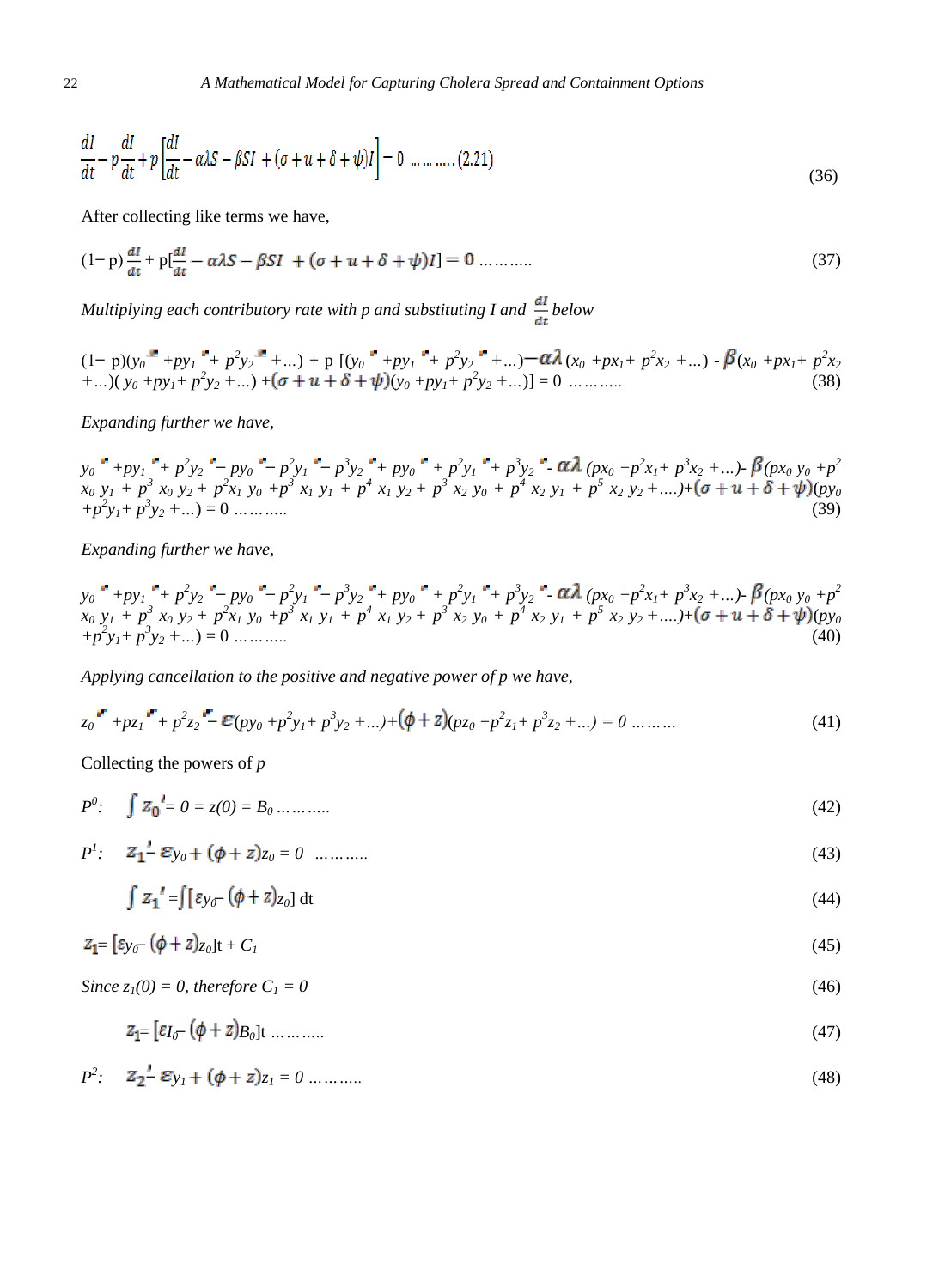$$\frac{dI}{dt} - p\frac{dI}{dt} + p\left[\frac{dI}{dt} - \alpha\lambda S - \beta SI + (\sigma + u + \delta + \psi)I\right] = 0 \;\ldots\ldots\ldots (2.21) \tag{36}$$

After collecting like terms we have,

$$(1-p)\frac{dI}{dt} + p\left[\frac{dI}{dt} - \alpha\lambda S - \beta SI + (\sigma + u + \delta + \psi)I\right] = 0 \;\ldots\ldots\ldots \tag{37}$$

*Multiplying each contributory rate with p and substituting I and* $\frac{dI}{dt}$ *below*

$$(1-p)(y_0{}' + py_1{}' + p^2y_2{}' + \ldots) + p\,[(y_0{}' + py_1{}' + p^2y_2{}' + \ldots) - \alpha\lambda\,(x_0 + px_1 + p^2x_2 + \ldots) - \beta(x_0 + px_1 + p^2x_2 + \ldots)(y_0 + py_1 + p^2y_2 + \ldots) + (\sigma + u + \delta + \psi)(y_0 + py_1 + p^2y_2 + \ldots)] = 0 \;\ldots\ldots\ldots \tag{38}$$

*Expanding further we have,*

$$y_0{}' + py_1{}' + p^2y_2{}' - py_0{}' - p^2y_1{}' - p^3y_2{}' + py_0{}' + p^2y_1{}' + p^3y_2{}' - \alpha\lambda\,(px_0 + p^2x_1 + p^3x_2 + \ldots) - \beta(px_0\,y_0 + p^2\,x_0\,y_1 + p^3\,x_0\,y_2 + p^2x_1\,y_0 + p^3\,x_1\,y_1 + p^4\,x_1\,y_2 + p^3\,x_2\,y_0 + p^4\,x_2\,y_1 + p^5\,x_2\,y_2 + \ldots) + (\sigma + u + \delta + \psi)(py_0 + p^2y_1 + p^3y_2 + \ldots) = 0 \;\ldots\ldots\ldots \tag{39}$$

*Expanding further we have,*

$$y_0{}' + py_1{}' + p^2y_2{}' - py_0{}' - p^2y_1{}' - p^3y_2{}' + py_0{}' + p^2y_1{}' + p^3y_2{}' - \alpha\lambda\,(px_0 + p^2x_1 + p^3x_2 + \ldots) - \beta(px_0\,y_0 + p^2\,x_0\,y_1 + p^3\,x_0\,y_2 + p^2x_1\,y_0 + p^3\,x_1\,y_1 + p^4\,x_1\,y_2 + p^3\,x_2\,y_0 + p^4\,x_2\,y_1 + p^5\,x_2\,y_2 + \ldots) + (\sigma + u + \delta + \psi)(py_0 + p^2y_1 + p^3y_2 + \ldots) = 0 \;\ldots\ldots\ldots \tag{40}$$

*Applying cancellation to the positive and negative power of p we have,*

$$z_0{}' + pz_1{}' + p^2z_2{}' - \varepsilon(py_0 + p^2y_1 + p^3y_2 + \ldots) + (\phi + z)(pz_0 + p^2z_1 + p^3z_2 + \ldots) = 0 \;\ldots\ldots\ldots \tag{41}$$

Collecting the powers of $p$

$$P^0: \quad \int z_0{}' = 0 = z(0) = B_0 \;\ldots\ldots\ldots \tag{42}$$

$$P^1: \quad z_1{}' - \varepsilon y_0 + (\phi + z)z_0 = 0 \;\ldots\ldots\ldots \tag{43}$$

$$\int z_1{}' = \int [\varepsilon y_0 - (\phi + z)z_0]\,dt \tag{44}$$

$$z_1 = [\varepsilon y_0 - (\phi + z)z_0]t + C_1 \tag{45}$$

*Since* $z_1(0) = 0$*, therefore* $C_1 = 0$ (46)

$$z_1 = [\varepsilon I_0 - (\phi + z)B_0]t \;\ldots\ldots\ldots \tag{47}$$

$$P^2: \quad z_2{}' - \varepsilon y_1 + (\phi + z)z_1 = 0 \;\ldots\ldots\ldots \tag{48}$$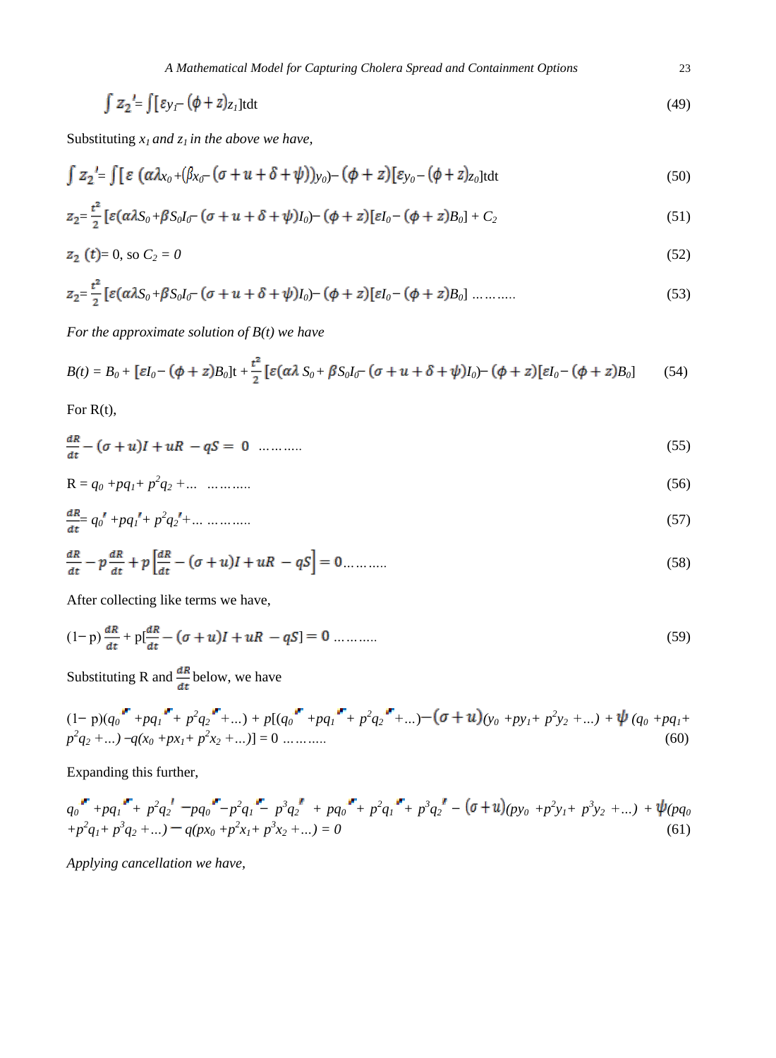$$\int z_2' = \int [\varepsilon y_1 - (\phi + z) z_1] t dt \tag{49}$$

Substituting $x_1$ *and* $z_1$ *in the above we have,*

$$\int z_2' = \int [\varepsilon \left(\alpha\lambda x_0 + (\beta x_0 - (\sigma + u + \delta + \psi)) y_0\right) - (\phi + z)[\varepsilon y_0 - (\phi + z) z_0] t dt \tag{50}$$

$$z_2 = \frac{t^2}{2}[\varepsilon(\alpha\lambda S_0 + \beta S_0 I_0 - (\sigma + u + \delta + \psi) I_0) - (\phi + z)[\varepsilon I_0 - (\phi + z) B_0] + C_2 \tag{51}$$

$$z_2\ (t) = 0, \text{ so } C_2 = 0 \tag{52}$$

$$z_2 = \frac{t^2}{2}[\varepsilon(\alpha\lambda S_0 + \beta S_0 I_0 - (\sigma + u + \delta + \psi) I_0) - (\phi + z)[\varepsilon I_0 - (\phi + z) B_0] \ \ldots\ldots\ldots \tag{53}$$

*For the approximate solution of B(t) we have*

$$B(t) = B_0 + [\varepsilon I_0 - (\phi + z) B_0] t + \frac{t^2}{2}[\varepsilon(\alpha\lambda\ S_0 + \beta S_0 I_0 - (\sigma + u + \delta + \psi) I_0) - (\phi + z)[\varepsilon I_0 - (\phi + z) B_0] \tag{54}$$

For R(t),

$$\frac{dR}{dt} - (\sigma + u) I + uR - qS = 0 \ \ldots\ldots\ldots \tag{55}$$

$$R = q_0 + pq_1 + p^2 q_2 + \ldots \ \ldots\ldots\ldots \tag{56}$$

$$\frac{dR}{dt} = q_0' + pq_1' + p^2 q_2' + \ldots \ \ldots\ldots\ldots \tag{57}$$

$$\frac{dR}{dt} - p\frac{dR}{dt} + p\left[\frac{dR}{dt} - (\sigma + u) I + uR - qS\right] = 0 \ldots\ldots\ldots \tag{58}$$

After collecting like terms we have,

$$(1 - p)\frac{dR}{dt} + p\left[\frac{dR}{dt} - (\sigma + u) I + uR - qS\right] = 0 \ \ldots\ldots\ldots \tag{59}$$

Substituting R and $\frac{dR}{dt}$ below, we have

$$(1 - p)(q_0' + pq_1' + p^2 q_2' + \ldots) + p[(q_0' + pq_1' + p^2 q_2' + \ldots) - (\sigma + u)(y_0 + py_1 + p^2 y_2 + \ldots) + \psi (q_0 + pq_1 + p^2 q_2 + \ldots) - q(x_0 + px_1 + p^2 x_2 + \ldots)] = 0 \ \ldots\ldots\ldots \tag{60}$$

Expanding this further,

$$q_0' + pq_1' + p^2 q_2' - pq_0' - p^2 q_1' - p^3 q_2' + pq_0' + p^2 q_1' + p^3 q_2' - (\sigma + u)(py_0 + p^2 y_1 + p^3 y_2 + \ldots) + \psi(pq_0 + p^2 q_1 + p^3 q_2 + \ldots) - q(px_0 + p^2 x_1 + p^3 x_2 + \ldots) = 0 \tag{61}$$

*Applying cancellation we have,*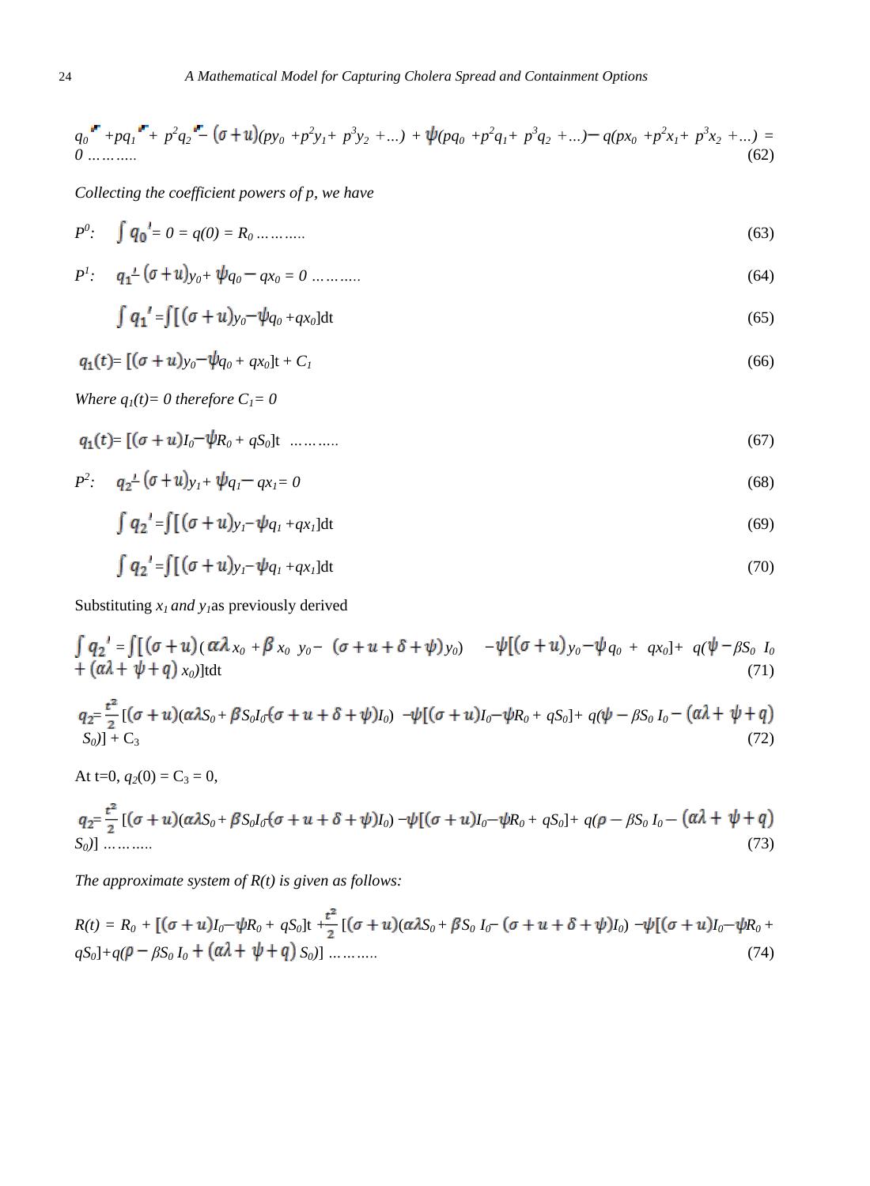$$q_0' + pq_1' + p^2q_2' - (\sigma + u)(py_0 + p^2y_1 + p^3y_2 + \ldots) + \psi(pq_0 + p^2q_1 + p^3q_2 + \ldots) - q(px_0 + p^2x_1 + p^3x_2 + \ldots) = 0 \ldots\ldots\ldots \quad (62)$$

*Collecting the coefficient powers of p, we have*

$$P^0: \quad \int q_0' = 0 = q(0) = R_0 \ldots\ldots\ldots \quad (63)$$

$$P^1: \quad q_1' - (\sigma + u)y_0 + \psi q_0 - qx_0 = 0 \ldots\ldots\ldots \quad (64)$$

$$\int q_1' = \int [(\sigma + u)y_0 - \psi q_0 + qx_0]dt \quad (65)$$

$$q_1(t) = [(\sigma + u)y_0 - \psi q_0 + qx_0]t + C_1 \quad (66)$$

*Where $q_1(t) = 0$ therefore $C_1 = 0$*

$$q_1(t) = [(\sigma + u)I_0 - \psi R_0 + qS_0]t \ \ldots\ldots\ldots \quad (67)$$

$$P^2: \quad q_2' - (\sigma + u)y_1 + \psi q_1 - qx_1 = 0 \quad (68)$$

$$\int q_2' = \int [(\sigma + u)y_1 - \psi q_1 + qx_1]dt \quad (69)$$

$$\int q_2' = \int [(\sigma + u)y_1 - \psi q_1 + qx_1]dt \quad (70)$$

Substituting $x_1$ *and* $y_1$ as previously derived

$$\int q_2' = \int [(\sigma + u)(\alpha\lambda x_0 + \beta x_0 \ y_0 - (\sigma + u + \delta + \psi)y_0) \quad -\psi[(\sigma + u)y_0 - \psi q_0 + qx_0] + q(\psi - \beta S_0 \ I_0 + (\alpha\lambda + \psi + q) \ x_0)]tdt \quad (71)$$

$$q_2 = \frac{t^2}{2}[(\sigma + u)(\alpha\lambda S_0 + \beta S_0 I_0 - (\sigma + u + \delta + \psi)I_0) \ -\psi[(\sigma + u)I_0 - \psi R_0 + qS_0] + q(\psi - \beta S_0 \ I_0 - (\alpha\lambda + \psi + q) \ S_0)] + C_3 \quad (72)$$

At t=0, $q_2(0) = C_3 = 0$,

$$q_2 = \frac{t^2}{2}[(\sigma + u)(\alpha\lambda S_0 + \beta S_0 I_0 - (\sigma + u + \delta + \psi)I_0) - \psi[(\sigma + u)I_0 - \psi R_0 + qS_0] + q(\rho - \beta S_0 \ I_0 - (\alpha\lambda + \psi + q) \ S_0)] \ \ldots\ldots\ldots \quad (73)$$

*The approximate system of R(t) is given as follows:*

$$R(t) = R_0 + [(\sigma + u)I_0 - \psi R_0 + qS_0]t + \frac{t^2}{2}[(\sigma + u)(\alpha\lambda S_0 + \beta S_0 \ I_0 - (\sigma + u + \delta + \psi)I_0) - \psi[(\sigma + u)I_0 - \psi R_0 + qS_0] + q(\rho - \beta S_0 \ I_0 + (\alpha\lambda + \psi + q) \ S_0)] \ \ldots\ldots\ldots \quad (74)$$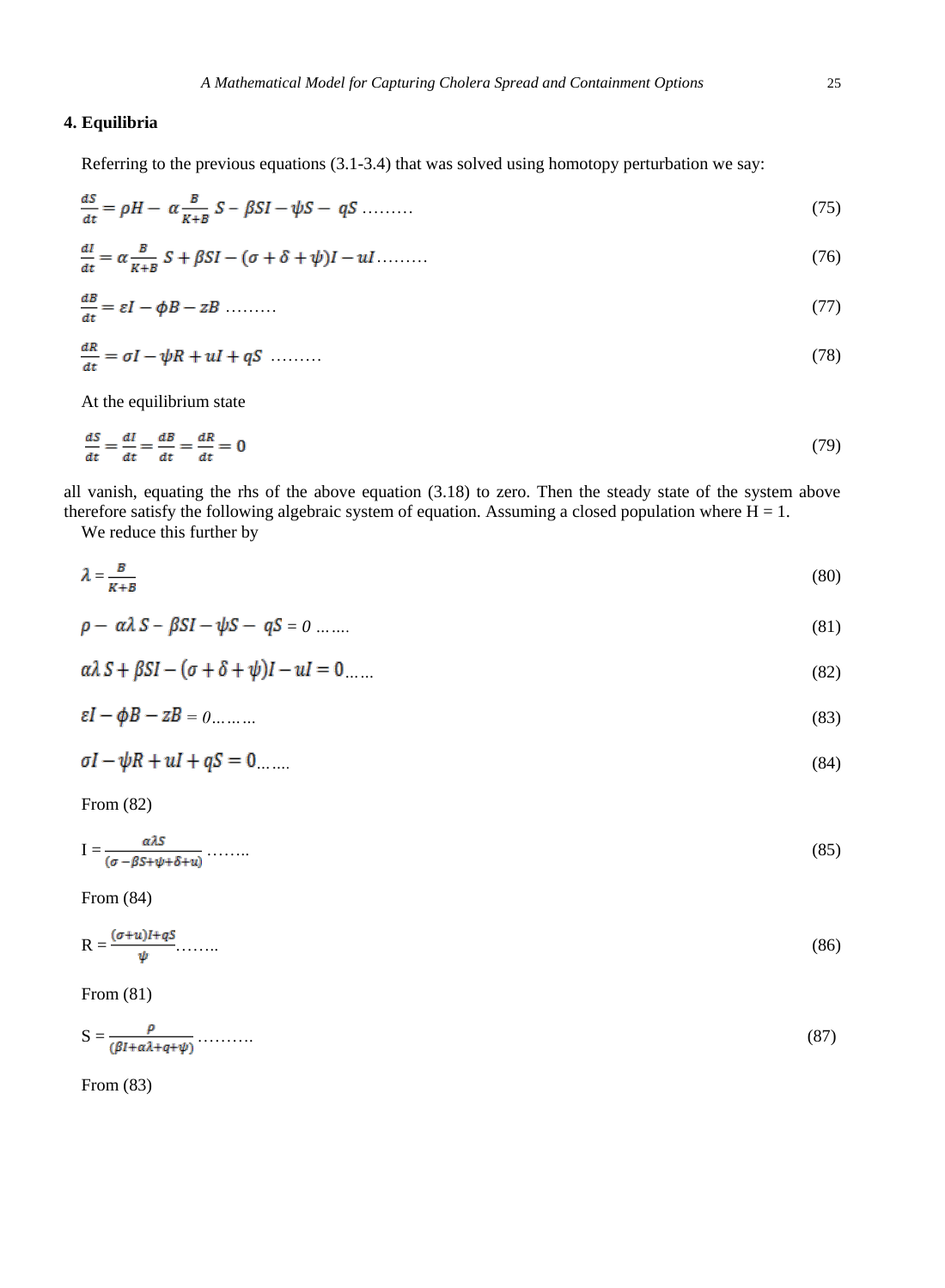## 4. Equilibria

Referring to the previous equations (3.1-3.4) that was solved using homotopy perturbation we say:

$$\frac{dS}{dt} = \rho H - \alpha\frac{B}{K+B}S - \beta SI - \psi S - qS \text{ .........} \tag{75}$$

$$\frac{dI}{dt} = \alpha\frac{B}{K+B}S + \beta SI - (\sigma + \delta + \psi)I - uI \text{.........} \tag{76}$$

$$\frac{dB}{dt} = \varepsilon I - \phi B - zB \text{ .........} \tag{77}$$

$$\frac{dR}{dt} = \sigma I - \psi R + uI + qS \text{ .........} \tag{78}$$

At the equilibrium state

$$\frac{dS}{dt} = \frac{dI}{dt} = \frac{dB}{dt} = \frac{dR}{dt} = 0 \tag{79}$$

all vanish, equating the rhs of the above equation (3.18) to zero. Then the steady state of the system above therefore satisfy the following algebraic system of equation. Assuming a closed population where H = 1.

We reduce this further by

$$\lambda = \frac{B}{K+B} \tag{80}$$

$$\rho - \alpha\lambda S - \beta SI - \psi S - qS = 0 \text{ .......} \tag{81}$$

$$\alpha\lambda S + \beta SI - (\sigma + \delta + \psi)I - uI = 0 \text{......} \tag{82}$$

$$\varepsilon I - \phi B - zB = 0 \text{.........} \tag{83}$$

$$\sigma I - \psi R + uI + qS = 0 \text{.......} \tag{84}$$

From (82)

$$\text{I} = \frac{\alpha\lambda S}{(\sigma - \beta S + \psi + \delta + u)} \text{ ........} \tag{85}$$

From (84)

$$\text{R} = \frac{(\sigma + u)I + qS}{\psi} \text{........} \tag{86}$$

From (81)

$$\text{S} = \frac{\rho}{(\beta I + \alpha\lambda + q + \psi)} \text{ ..........} \tag{87}$$

From (83)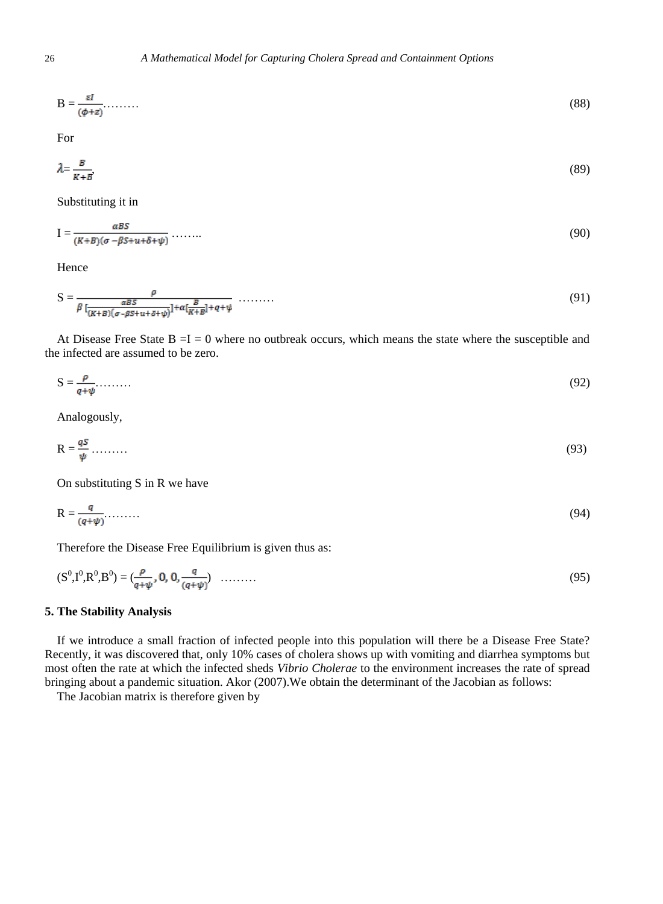$$B = \frac{\varepsilon I}{(\phi+z)} \ldots\ldots\ldots \tag{88}$$

For

$$\lambda = \frac{B}{K+B}, \tag{89}$$

Substituting it in

$$I = \frac{\alpha BS}{(K+B)(\sigma - \beta S + u + \delta + \psi)} \ldots\ldots\ldots \tag{90}$$

Hence

$$S = \frac{\rho}{\beta\left[\frac{\alpha BS}{(K+B)(\sigma - \beta S + u + \delta + \psi)}\right] + \alpha\left[\frac{B}{K+B}\right] + q + \psi} \ldots\ldots\ldots \tag{91}$$

At Disease Free State B =I = 0 where no outbreak occurs, which means the state where the susceptible and the infected are assumed to be zero.

$$S = \frac{\rho}{q+\psi} \ldots\ldots\ldots \tag{92}$$

Analogously,

$$R = \frac{qS}{\psi} \ldots\ldots\ldots \tag{93}$$

On substituting S in R we have

$$R = \frac{q}{(q+\psi)} \ldots\ldots\ldots \tag{94}$$

Therefore the Disease Free Equilibrium is given thus as:

$$(S^0, I^0, R^0, B^0) = \left(\frac{\rho}{q+\psi}, 0, 0, \frac{q}{(q+\psi)}\right) \ldots\ldots\ldots \tag{95}$$

### 5. The Stability Analysis

If we introduce a small fraction of infected people into this population will there be a Disease Free State? Recently, it was discovered that, only 10% cases of cholera shows up with vomiting and diarrhea symptoms but most often the rate at which the infected sheds *Vibrio Cholerae* to the environment increases the rate of spread bringing about a pandemic situation. Akor (2007).We obtain the determinant of the Jacobian as follows:

The Jacobian matrix is therefore given by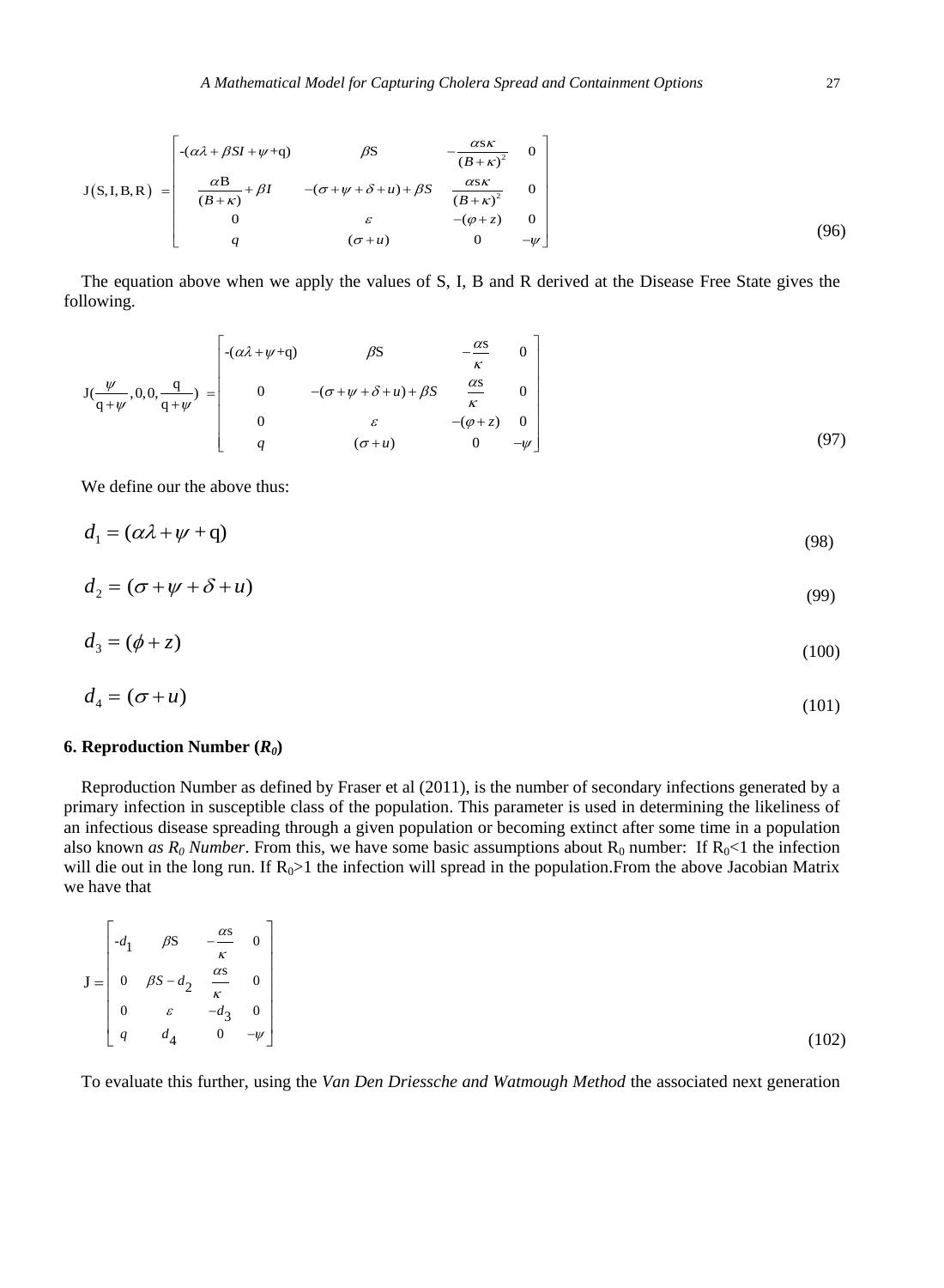$$
J(S, I, B, R) = \begin{bmatrix} -(\alpha\lambda + \beta SI + \psi + q) & \beta S & -\frac{\alpha s\kappa}{(B+\kappa)^2} & 0 \\ \frac{\alpha B}{(B+\kappa)} + \beta I & -(\sigma + \psi + \delta + u) + \beta S & \frac{\alpha s\kappa}{(B+\kappa)^2} & 0 \\ 0 & \varepsilon & -(\varphi + z) & 0 \\ q & (\sigma + u) & 0 & -\psi \end{bmatrix} \tag{96}
$$

The equation above when we apply the values of S, I, B and R derived at the Disease Free State gives the following.

$$
J\left(\frac{\psi}{q+\psi}, 0, 0, \frac{q}{q+\psi}\right) = \begin{bmatrix} -(\alpha\lambda + \psi + q) & \beta S & -\frac{\alpha s}{\kappa} & 0 \\ 0 & -(\sigma + \psi + \delta + u) + \beta S & \frac{\alpha s}{\kappa} & 0 \\ 0 & \varepsilon & -(\varphi + z) & 0 \\ q & (\sigma + u) & 0 & -\psi \end{bmatrix} \tag{97}
$$

We define our the above thus:

$$
d_1 = (\alpha\lambda + \psi + q) \tag{98}
$$

$$
d_2 = (\sigma + \psi + \delta + u) \tag{99}
$$

$$
d_3 = (\phi + z) \tag{100}
$$

$$
d_4 = (\sigma + u) \tag{101}
$$

**6. Reproduction Number (*$R_0$*)**

Reproduction Number as defined by Fraser et al (2011), is the number of secondary infections generated by a primary infection in susceptible class of the population. This parameter is used in determining the likeliness of an infectious disease spreading through a given population or becoming extinct after some time in a population also known *as $R_0$ Number*. From this, we have some basic assumptions about $R_0$ number: If $R_0<1$ the infection will die out in the long run. If $R_0>1$ the infection will spread in the population.From the above Jacobian Matrix we have that

$$
J = \begin{bmatrix} -d_1 & \beta S & -\frac{\alpha s}{\kappa} & 0 \\ 0 & \beta S - d_2 & \frac{\alpha s}{\kappa} & 0 \\ 0 & \varepsilon & -d_3 & 0 \\ q & d_4 & 0 & -\psi \end{bmatrix} \tag{102}
$$

To evaluate this further, using the *Van Den Driessche and Watmough Method* the associated next generation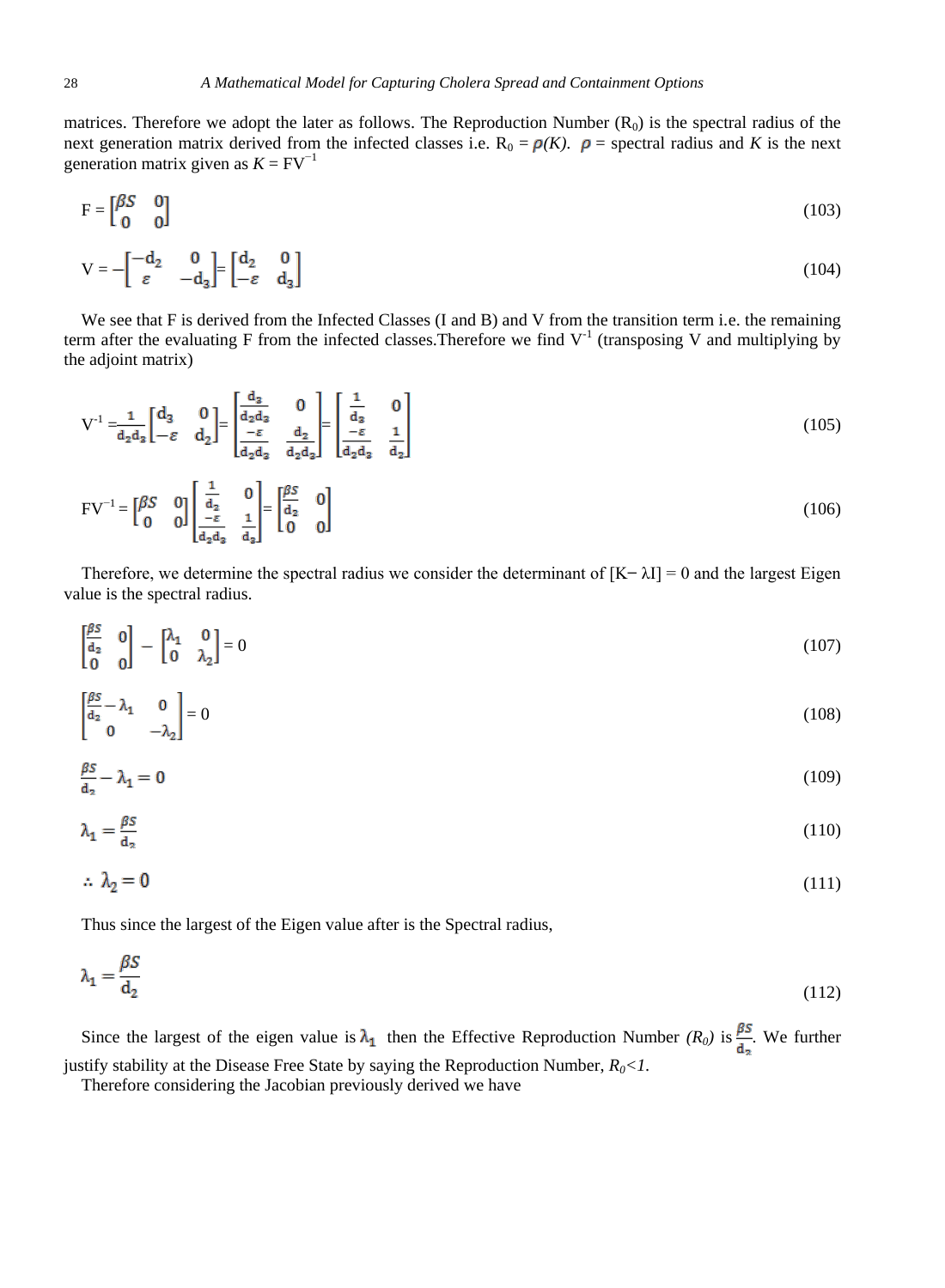matrices. Therefore we adopt the later as follows. The Reproduction Number ($R_0$) is the spectral radius of the next generation matrix derived from the infected classes i.e. $R_0 = \rho(K)$. $\rho$ = spectral radius and $K$ is the next generation matrix given as $K = FV^{-1}$

$$F = \begin{bmatrix} \beta S & 0 \\ 0 & 0 \end{bmatrix} \tag{103}$$

$$V = -\begin{bmatrix} -d_2 & 0 \\ \varepsilon & -d_3 \end{bmatrix} = \begin{bmatrix} d_2 & 0 \\ -\varepsilon & d_3 \end{bmatrix} \tag{104}$$

We see that F is derived from the Infected Classes (I and B) and V from the transition term i.e. the remaining term after the evaluating F from the infected classes.Therefore we find $V^{-1}$ (transposing V and multiplying by the adjoint matrix)

$$V^{-1} = \frac{1}{d_2 d_3}\begin{bmatrix} d_3 & 0 \\ -\varepsilon & d_2 \end{bmatrix} = \begin{bmatrix} \frac{d_3}{d_2 d_3} & 0 \\ \frac{-\varepsilon}{d_2 d_3} & \frac{d_2}{d_2 d_3} \end{bmatrix} = \begin{bmatrix} \frac{1}{d_2} & 0 \\ \frac{-\varepsilon}{d_2 d_3} & \frac{1}{d_3} \end{bmatrix} \tag{105}$$

$$FV^{-1} = \begin{bmatrix} \beta S & 0 \\ 0 & 0 \end{bmatrix}\begin{bmatrix} \frac{1}{d_2} & 0 \\ \frac{-\varepsilon}{d_2 d_3} & \frac{1}{d_3} \end{bmatrix} = \begin{bmatrix} \frac{\beta S}{d_2} & 0 \\ 0 & 0 \end{bmatrix} \tag{106}$$

Therefore, we determine the spectral radius we consider the determinant of $[K - \lambda I] = 0$ and the largest Eigen value is the spectral radius.

$$\begin{bmatrix} \frac{\beta S}{d_2} & 0 \\ 0 & 0 \end{bmatrix} - \begin{bmatrix} \lambda_1 & 0 \\ 0 & \lambda_2 \end{bmatrix} = 0 \tag{107}$$

$$\begin{bmatrix} \frac{\beta S}{d_2} - \lambda_1 & 0 \\ 0 & -\lambda_2 \end{bmatrix} = 0 \tag{108}$$

$$\frac{\beta S}{d_2} - \lambda_1 = 0 \tag{109}$$

$$\lambda_1 = \frac{\beta S}{d_2} \tag{110}$$

$$\therefore \lambda_2 = 0 \tag{111}$$

Thus since the largest of the Eigen value after is the Spectral radius,

$$\lambda_1 = \frac{\beta S}{d_2} \tag{112}$$

Since the largest of the eigen value is $\lambda_1$ then the Effective Reproduction Number *($R_0$)* is $\frac{\beta S}{d_2}$. We further justify stability at the Disease Free State by saying the Reproduction Number, $R_0 < 1$.

Therefore considering the Jacobian previously derived we have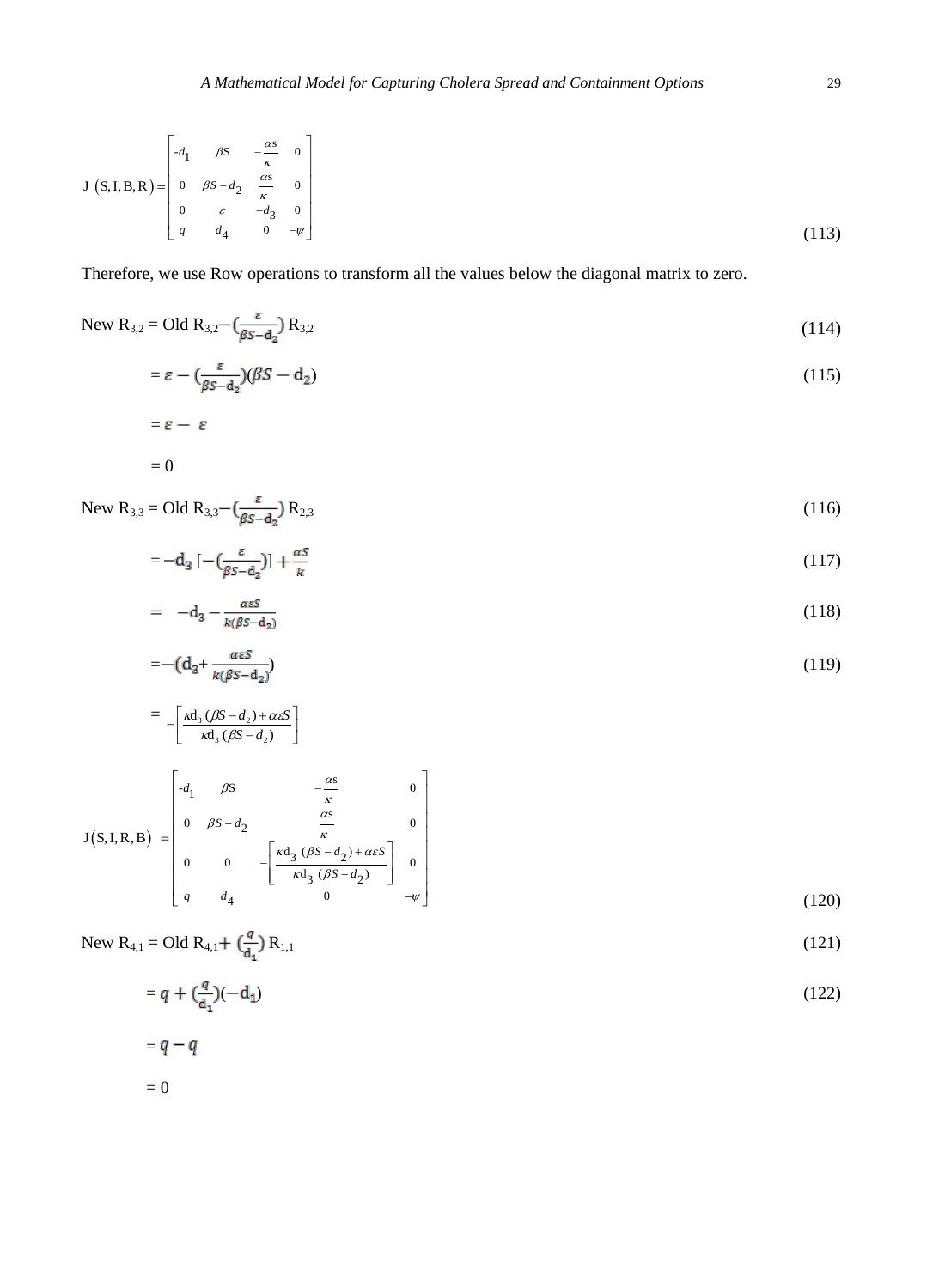$$J\left(S,I,B,R\right)=\begin{bmatrix} -d_1 & \beta S & -\frac{\alpha s}{\kappa} & 0 \\ 0 & \beta S-d_2 & \frac{\alpha s}{\kappa} & 0 \\ 0 & \varepsilon & -d_3 & 0 \\ q & d_4 & 0 & -\psi \end{bmatrix} \tag{113}$$

Therefore, we use Row operations to transform all the values below the diagonal matrix to zero.

$$\text{New } R_{3,2} = \text{Old } R_{3,2} - \left(\frac{\varepsilon}{\beta S - d_2}\right) R_{3,2} \tag{114}$$

$$= \varepsilon - \left(\frac{\varepsilon}{\beta S - d_2}\right)(\beta S - d_2) \tag{115}$$

$$= \varepsilon - \varepsilon$$

$$= 0$$

$$\text{New } R_{3,3} = \text{Old } R_{3,3} - \left(\frac{\varepsilon}{\beta S - d_2}\right) R_{2,3} \tag{116}$$

$$= -d_3 \left[-\left(\frac{\varepsilon}{\beta S - d_2}\right)\right] + \frac{\alpha S}{k} \tag{117}$$

$$= -d_3 - \frac{\alpha \varepsilon S}{k(\beta S - d_2)} \tag{118}$$

$$= -\left(d_3 + \frac{\alpha \varepsilon S}{k(\beta S - d_2)}\right) \tag{119}$$

$$= -\left[\frac{\kappa d_3 (\beta S - d_2) + \alpha \varepsilon S}{\kappa d_3 (\beta S - d_2)}\right]$$

$$J\left(S,I,R,B\right)=\begin{bmatrix} -d_1 & \beta S & -\frac{\alpha s}{\kappa} & 0 \\ 0 & \beta S-d_2 & \frac{\alpha s}{\kappa} & 0 \\ 0 & 0 & -\left[\frac{\kappa d_3 (\beta S - d_2) + \alpha \varepsilon S}{\kappa d_3 (\beta S - d_2)}\right] & 0 \\ q & d_4 & 0 & -\psi \end{bmatrix} \tag{120}$$

$$\text{New } R_{4,1} = \text{Old } R_{4,1} + \left(\frac{q}{d_1}\right) R_{1,1} \tag{121}$$

$$= q + \left(\frac{q}{d_1}\right)(-d_1) \tag{122}$$

$$= q - q$$

$$= 0$$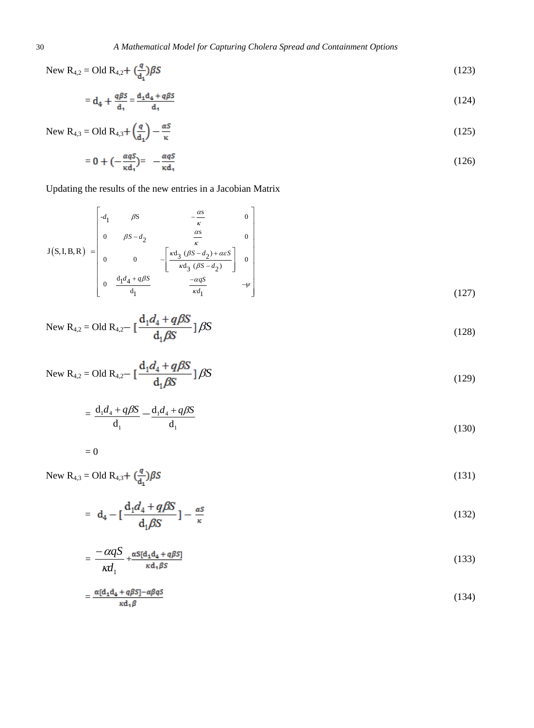$$\text{New } R_{4,2} = \text{Old } R_{4,2} + \left(\frac{q}{d_1}\right)\beta S \tag{123}$$

$$= d_4 + \frac{q\beta S}{d_1} = \frac{d_1 d_4 + q\beta S}{d_1} \tag{124}$$

$$\text{New } R_{4,3} = \text{Old } R_{4,3} + \left(\frac{q}{d_1}\right) - \frac{\alpha S}{\kappa} \tag{125}$$

$$= 0 + \left(-\frac{\alpha q S}{\kappa d_1}\right) = -\frac{\alpha q S}{\kappa d_1} \tag{126}$$

Updating the results of the new entries in a Jacobian Matrix

$$J(S,I,B,R) = \begin{bmatrix} -d_1 & \beta S & -\frac{\alpha s}{\kappa} & 0 \\ 0 & \beta S - d_2 & \frac{\alpha s}{\kappa} & 0 \\ 0 & 0 & -\left[\frac{\kappa d_3\,(\beta S - d_2) + \alpha \varepsilon S}{\kappa d_3\,(\beta S - d_2)}\right] & 0 \\ 0 & \frac{d_1 d_4 + q\beta S}{d_1} & \frac{-\alpha q S}{\kappa d_1} & -\psi \end{bmatrix} \tag{127}$$

$$\text{New } R_{4,2} = \text{Old } R_{4,2} - \left[\frac{d_1 d_4 + q\beta S}{d_1 \beta S}\right]\beta S \tag{128}$$

$$\text{New } R_{4,2} = \text{Old } R_{4,2} - \left[\frac{d_1 d_4 + q\beta S}{d_1 \beta S}\right]\beta S \tag{129}$$

$$= \frac{d_1 d_4 + q\beta S}{d_1} - \frac{d_1 d_4 + q\beta S}{d_1} \tag{130}$$

$$= 0$$

$$\text{New } R_{4,3} = \text{Old } R_{4,3} + \left(\frac{q}{d_1}\right)\beta S \tag{131}$$

$$= d_4 - \left[\frac{d_1 d_4 + q\beta S}{d_1 \beta S}\right] - \frac{\alpha S}{\kappa} \tag{132}$$

$$= \frac{-\alpha q S}{\kappa d_1} + \frac{\alpha S[d_1 d_4 + q\beta S]}{\kappa d_1 \beta S} \tag{133}$$

$$= \frac{\alpha[d_1 d_4 + q\beta S] - \alpha\beta q S}{\kappa d_1 \beta} \tag{134}$$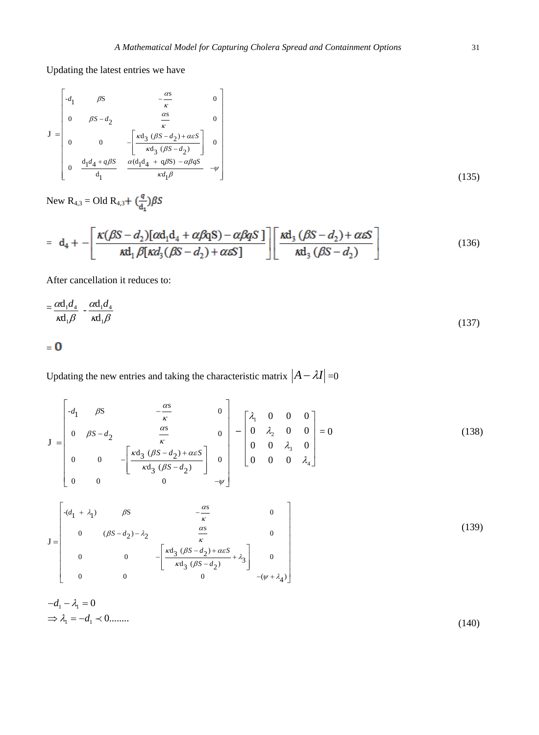Updating the latest entries we have

$$
J = \begin{bmatrix} -d_1 & \beta S & -\frac{\alpha s}{\kappa} & 0 \\ 0 & \beta S - d_2 & \frac{\alpha s}{\kappa} & 0 \\ 0 & 0 & -\left[\frac{\kappa d_3 (\beta S - d_2) + \alpha \varepsilon S}{\kappa d_3 (\beta S - d_2)}\right] & 0 \\ 0 & \frac{d_1 d_4 + q\beta S}{d_1} & \frac{\alpha (d_1 d_4 + q\beta S) - \alpha\beta q S}{\kappa d_1 \beta} & -\psi \end{bmatrix} \tag{135}
$$

New $R_{4,3}$ = Old $R_{4,3} + \left(\frac{q}{d_1}\right)\beta S$

$$
= d_4 + -\left[\frac{\kappa(\beta S - d_2)[\alpha d_1 d_4 + \alpha\beta q S) - \alpha\beta q S]}{\kappa d_1 \beta[\kappa d_3(\beta S - d_2) + \alpha\varepsilon S]}\right]\left[\frac{\kappa d_3 (\beta S - d_2) + \alpha\varepsilon S}{\kappa d_3 (\beta S - d_2)}\right] \tag{136}
$$

After cancellation it reduces to:

$$
= \frac{\alpha d_1 d_4}{\kappa d_1 \beta} - \frac{\alpha d_1 d_4}{\kappa d_1 \beta} \tag{137}
$$

$$
= 0
$$

Updating the new entries and taking the characteristic matrix $|A - \lambda I| = 0$

$$
J = \begin{bmatrix} -d_1 & \beta S & -\frac{\alpha s}{\kappa} & 0 \\ 0 & \beta S - d_2 & \frac{\alpha s}{\kappa} & 0 \\ 0 & 0 & -\left[\frac{\kappa d_3 (\beta S - d_2) + \alpha \varepsilon S}{\kappa d_3 (\beta S - d_2)}\right] & 0 \\ 0 & 0 & 0 & -\psi \end{bmatrix} - \begin{bmatrix} \lambda_1 & 0 & 0 & 0 \\ 0 & \lambda_2 & 0 & 0 \\ 0 & 0 & \lambda_3 & 0 \\ 0 & 0 & 0 & \lambda_4 \end{bmatrix} = 0 \tag{138}
$$

$$
J = \begin{bmatrix} -(d_1 + \lambda_1) & \beta S & -\frac{\alpha s}{\kappa} & 0 \\ 0 & (\beta S - d_2) - \lambda_2 & \frac{\alpha s}{\kappa} & 0 \\ 0 & 0 & -\left[\frac{\kappa d_3 (\beta S - d_2) + \alpha \varepsilon S}{\kappa d_3 (\beta S - d_2)} + \lambda_3\right] & 0 \\ 0 & 0 & 0 & -(\psi + \lambda_4) \end{bmatrix} \tag{139}
$$

$$
\begin{aligned} & -d_1 - \lambda_1 = 0 \\ & \Rightarrow \lambda_1 = -d_1 \prec 0........ \end{aligned} \tag{140}
$$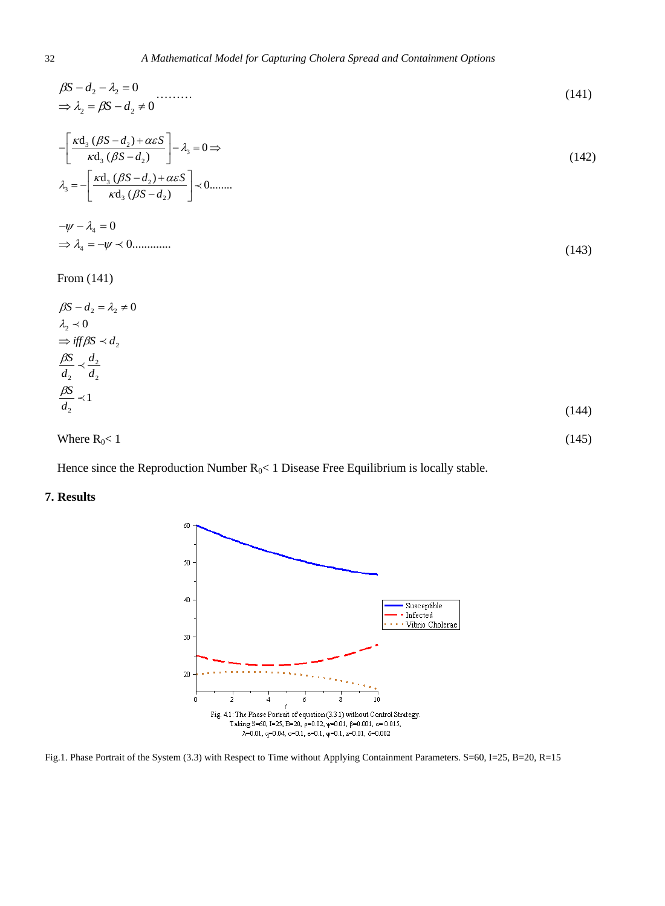$$\beta S - d_2 - \lambda_2 = 0$$
$$\Rightarrow \lambda_2 = \beta S - d_2 \neq 0 \quad \ldots\ldots\ldots \tag{141}$$

$$-\left[\frac{\kappa d_3 (\beta S - d_2) + \alpha \varepsilon S}{\kappa d_3 (\beta S - d_2)}\right] - \lambda_3 = 0 \Rightarrow$$
$$\lambda_3 = -\left[\frac{\kappa d_3 (\beta S - d_2) + \alpha \varepsilon S}{\kappa d_3 (\beta S - d_2)}\right] \prec 0 \ldots\ldots\ldots \tag{142}$$

$$-\psi - \lambda_4 = 0$$
$$\Rightarrow \lambda_4 = -\psi \prec 0 \ldots\ldots\ldots\ldots \tag{143}$$

From (141)

$$\beta S - d_2 = \lambda_2 \neq 0$$
$$\lambda_2 \prec 0$$
$$\Rightarrow iff\, \beta S \prec d_2$$
$$\frac{\beta S}{d_2} \prec \frac{d_2}{d_2}$$
$$\frac{\beta S}{d_2} \prec 1 \tag{144}$$

Where $R_0 < 1$ (145)

Hence since the Reproduction Number $R_0 < 1$ Disease Free Equilibrium is locally stable.

## 7. Results

Fig. 4.1: The Phase Portrait of equation (3.3.1) without Control Strategy. Taking S=60, I=25, B=20, ρ=0.02, ψ=0.01, β=0.001, α=0.015, λ=0.01, q=0.04, σ=0.1, e=0.1, φ=0.1, z=0.01, δ=0.002

Fig.1. Phase Portrait of the System (3.3) with Respect to Time without Applying Containment Parameters. S=60, I=25, B=20, R=15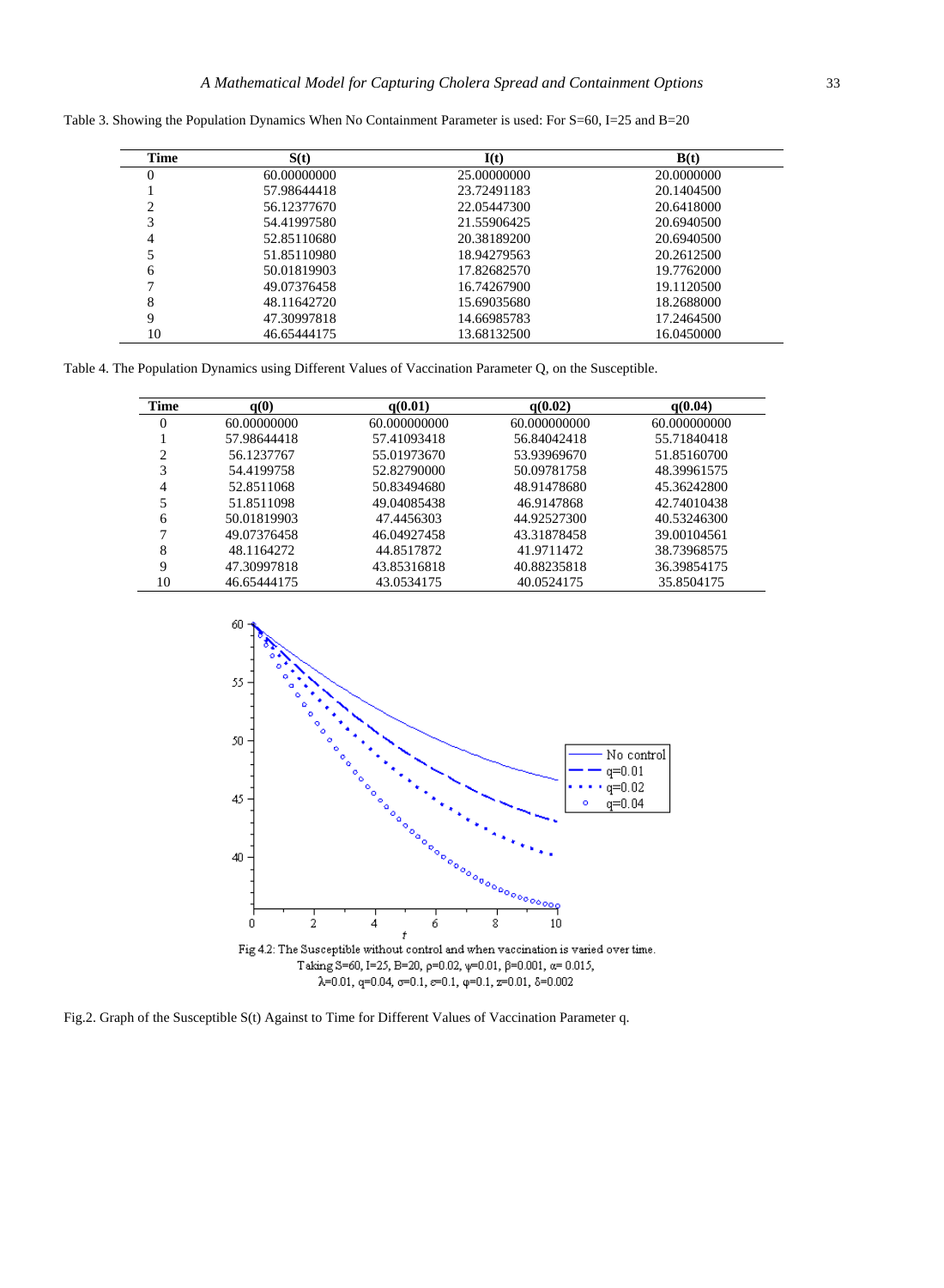Table 3. Showing the Population Dynamics When No Containment Parameter is used: For S=60, I=25 and B=20

| Time | S(t) | I(t) | B(t) |
|---|---|---|---|
| 0 | 60.00000000 | 25.00000000 | 20.0000000 |
| 1 | 57.98644418 | 23.72491183 | 20.1404500 |
| 2 | 56.12377670 | 22.05447300 | 20.6418000 |
| 3 | 54.41997580 | 21.55906425 | 20.6940500 |
| 4 | 52.85110680 | 20.38189200 | 20.6940500 |
| 5 | 51.85110980 | 18.94279563 | 20.2612500 |
| 6 | 50.01819903 | 17.82682570 | 19.7762000 |
| 7 | 49.07376458 | 16.74267900 | 19.1120500 |
| 8 | 48.11642720 | 15.69035680 | 18.2688000 |
| 9 | 47.30997818 | 14.66985783 | 17.2464500 |
| 10 | 46.65444175 | 13.68132500 | 16.0450000 |

Table 4. The Population Dynamics using Different Values of Vaccination Parameter Q, on the Susceptible.

| Time | q(0) | q(0.01) | q(0.02) | q(0.04) |
|---|---|---|---|---|
| 0 | 60.00000000 | 60.000000000 | 60.000000000 | 60.000000000 |
| 1 | 57.98644418 | 57.41093418 | 56.84042418 | 55.71840418 |
| 2 | 56.1237767 | 55.01973670 | 53.93969670 | 51.85160700 |
| 3 | 54.4199758 | 52.82790000 | 50.09781758 | 48.39961575 |
| 4 | 52.8511068 | 50.83494680 | 48.91478680 | 45.36242800 |
| 5 | 51.8511098 | 49.04085438 | 46.9147868 | 42.74010438 |
| 6 | 50.01819903 | 47.4456303 | 44.92527300 | 40.53246300 |
| 7 | 49.07376458 | 46.04927458 | 43.31878458 | 39.00104561 |
| 8 | 48.1164272 | 44.8517872 | 41.9711472 | 38.73968575 |
| 9 | 47.30997818 | 43.85316818 | 40.88235818 | 36.39854175 |
| 10 | 46.65444175 | 43.0534175 | 40.0524175 | 35.8504175 |

Fig 4.2: The Susceptible without control and when vaccination is varied over time. Taking S=60, I=25, B=20, ρ=0.02, ψ=0.01, β=0.001, α= 0.015, λ=0.01, q=0.04, σ=0.1, ε=0.1, φ=0.1, z=0.01, δ=0.002

Fig.2. Graph of the Susceptible S(t) Against to Time for Different Values of Vaccination Parameter q.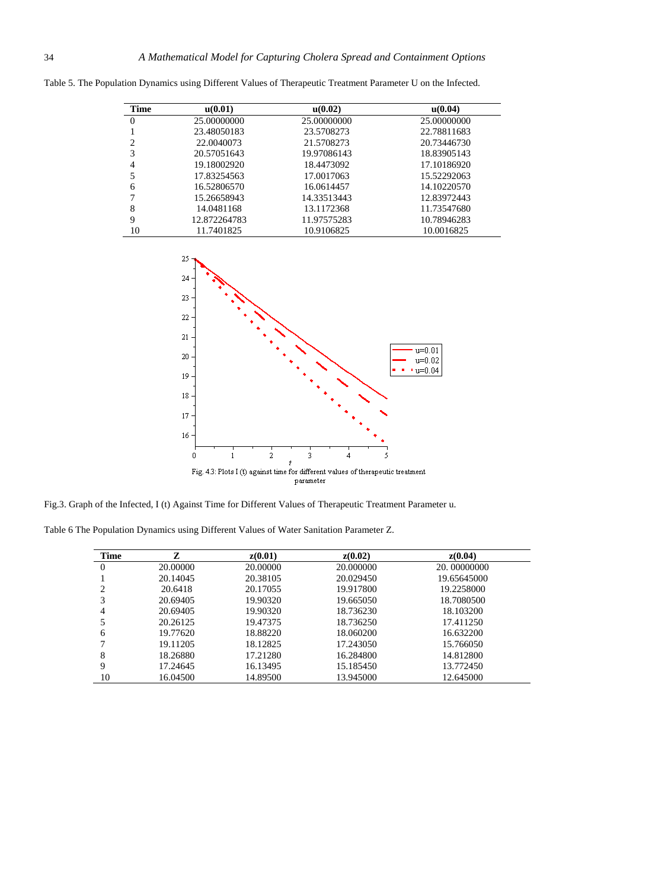Table 5. The Population Dynamics using Different Values of Therapeutic Treatment Parameter U on the Infected.

| Time | u(0.01) | u(0.02) | u(0.04) |
|---|---|---|---|
| 0 | 25.00000000 | 25.00000000 | 25.00000000 |
| 1 | 23.48050183 | 23.5708273 | 22.78811683 |
| 2 | 22.0040073 | 21.5708273 | 20.73446730 |
| 3 | 20.57051643 | 19.97086143 | 18.83905143 |
| 4 | 19.18002920 | 18.4473092 | 17.10186920 |
| 5 | 17.83254563 | 17.0017063 | 15.52292063 |
| 6 | 16.52806570 | 16.0614457 | 14.10220570 |
| 7 | 15.26658943 | 14.33513443 | 12.83972443 |
| 8 | 14.0481168 | 13.1172368 | 11.73547680 |
| 9 | 12.872264783 | 11.97575283 | 10.78946283 |
| 10 | 11.7401825 | 10.9106825 | 10.0016825 |

Fig. 4.3: Plots I (t) against time for different values of therapeutic treatment parameter

Fig.3. Graph of the Infected, I (t) Against Time for Different Values of Therapeutic Treatment Parameter u.

Table 6 The Population Dynamics using Different Values of Water Sanitation Parameter Z.

| Time | Z | z(0.01) | z(0.02) | z(0.04) |
|---|---|---|---|---|
| 0 | 20.00000 | 20.00000 | 20.000000 | 20. 00000000 |
| 1 | 20.14045 | 20.38105 | 20.029450 | 19.65645000 |
| 2 | 20.6418 | 20.17055 | 19.917800 | 19.2258000 |
| 3 | 20.69405 | 19.90320 | 19.665050 | 18.7080500 |
| 4 | 20.69405 | 19.90320 | 18.736230 | 18.103200 |
| 5 | 20.26125 | 19.47375 | 18.736250 | 17.411250 |
| 6 | 19.77620 | 18.88220 | 18.060200 | 16.632200 |
| 7 | 19.11205 | 18.12825 | 17.243050 | 15.766050 |
| 8 | 18.26880 | 17.21280 | 16.284800 | 14.812800 |
| 9 | 17.24645 | 16.13495 | 15.185450 | 13.772450 |
| 10 | 16.04500 | 14.89500 | 13.945000 | 12.645000 |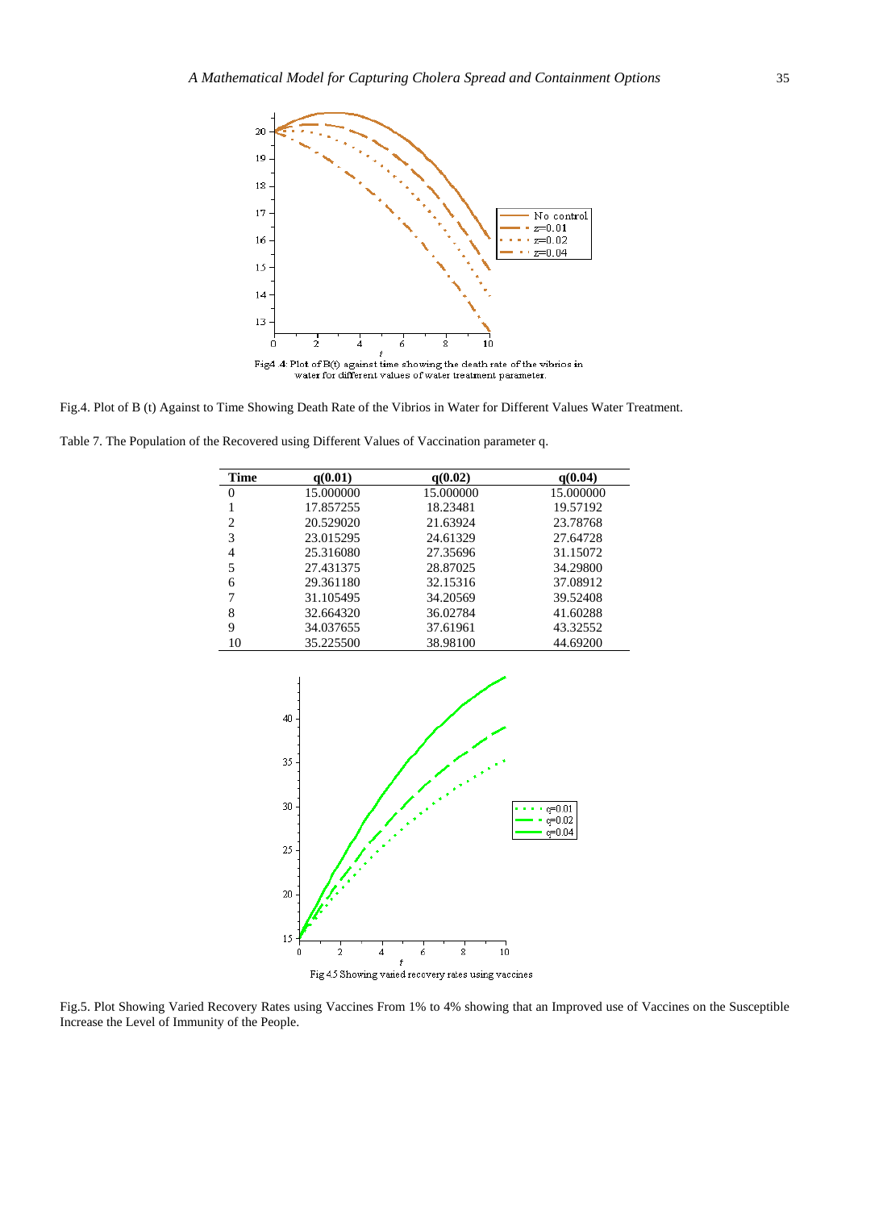Fig.4. Plot of B (t) Against to Time Showing Death Rate of the Vibrios in Water for Different Values Water Treatment.

Table 7. The Population of the Recovered using Different Values of Vaccination parameter q.

| Time | q(0.01) | q(0.02) | q(0.04) |
|---|---|---|---|
| 0 | 15.000000 | 15.000000 | 15.000000 |
| 1 | 17.857255 | 18.23481 | 19.57192 |
| 2 | 20.529020 | 21.63924 | 23.78768 |
| 3 | 23.015295 | 24.61329 | 27.64728 |
| 4 | 25.316080 | 27.35696 | 31.15072 |
| 5 | 27.431375 | 28.87025 | 34.29800 |
| 6 | 29.361180 | 32.15316 | 37.08912 |
| 7 | 31.105495 | 34.20569 | 39.52408 |
| 8 | 32.664320 | 36.02784 | 41.60288 |
| 9 | 34.037655 | 37.61961 | 43.32552 |
| 10 | 35.225500 | 38.98100 | 44.69200 |

Fig.5. Plot Showing Varied Recovery Rates using Vaccines From 1% to 4% showing that an Improved use of Vaccines on the Susceptible Increase the Level of Immunity of the People.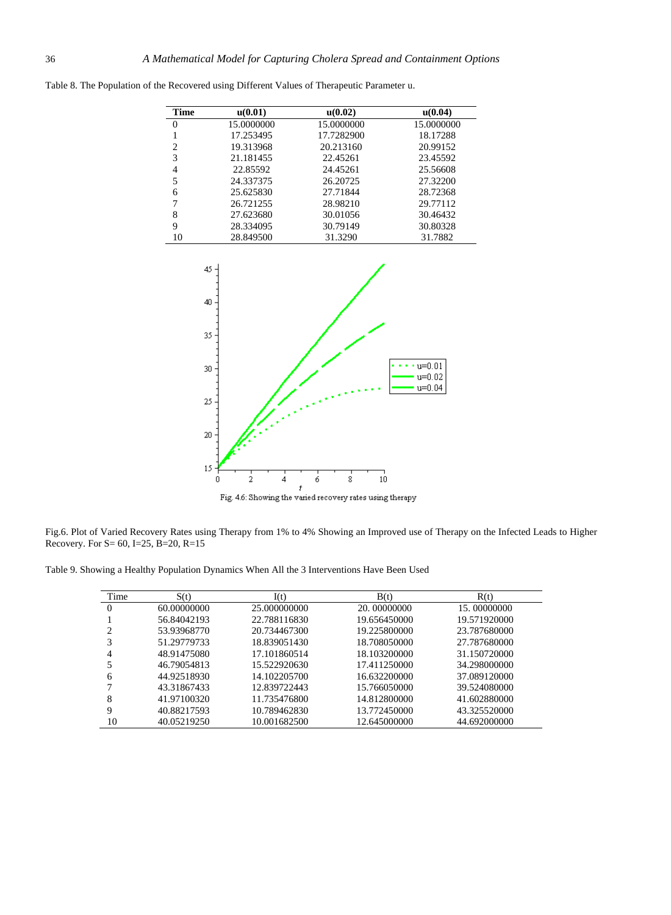Table 8. The Population of the Recovered using Different Values of Therapeutic Parameter u.

| Time | u(0.01) | u(0.02) | u(0.04) |
|---|---|---|---|
| 0 | 15.0000000 | 15.0000000 | 15.0000000 |
| 1 | 17.253495 | 17.7282900 | 18.17288 |
| 2 | 19.313968 | 20.213160 | 20.99152 |
| 3 | 21.181455 | 22.45261 | 23.45592 |
| 4 | 22.85592 | 24.45261 | 25.56608 |
| 5 | 24.337375 | 26.20725 | 27.32200 |
| 6 | 25.625830 | 27.71844 | 28.72368 |
| 7 | 26.721255 | 28.98210 | 29.77112 |
| 8 | 27.623680 | 30.01056 | 30.46432 |
| 9 | 28.334095 | 30.79149 | 30.80328 |
| 10 | 28.849500 | 31.3290 | 31.7882 |

Fig. 4.6: Showing the varied recovery rates using therapy

Fig.6. Plot of Varied Recovery Rates using Therapy from 1% to 4% Showing an Improved use of Therapy on the Infected Leads to Higher Recovery. For S= 60, I=25, B=20, R=15

Table 9. Showing a Healthy Population Dynamics When All the 3 Interventions Have Been Used

| Time | S(t) | I(t) | B(t) | R(t) |
|---|---|---|---|---|
| 0 | 60.00000000 | 25.000000000 | 20. 00000000 | 15. 00000000 |
| 1 | 56.84042193 | 22.788116830 | 19.656450000 | 19.571920000 |
| 2 | 53.93968770 | 20.734467300 | 19.225800000 | 23.787680000 |
| 3 | 51.29779733 | 18.839051430 | 18.708050000 | 27.787680000 |
| 4 | 48.91475080 | 17.101860514 | 18.103200000 | 31.150720000 |
| 5 | 46.79054813 | 15.522920630 | 17.411250000 | 34.298000000 |
| 6 | 44.92518930 | 14.102205700 | 16.632200000 | 37.089120000 |
| 7 | 43.31867433 | 12.839722443 | 15.766050000 | 39.524080000 |
| 8 | 41.97100320 | 11.735476800 | 14.812800000 | 41.602880000 |
| 9 | 40.88217593 | 10.789462830 | 13.772450000 | 43.325520000 |
| 10 | 40.05219250 | 10.001682500 | 12.645000000 | 44.692000000 |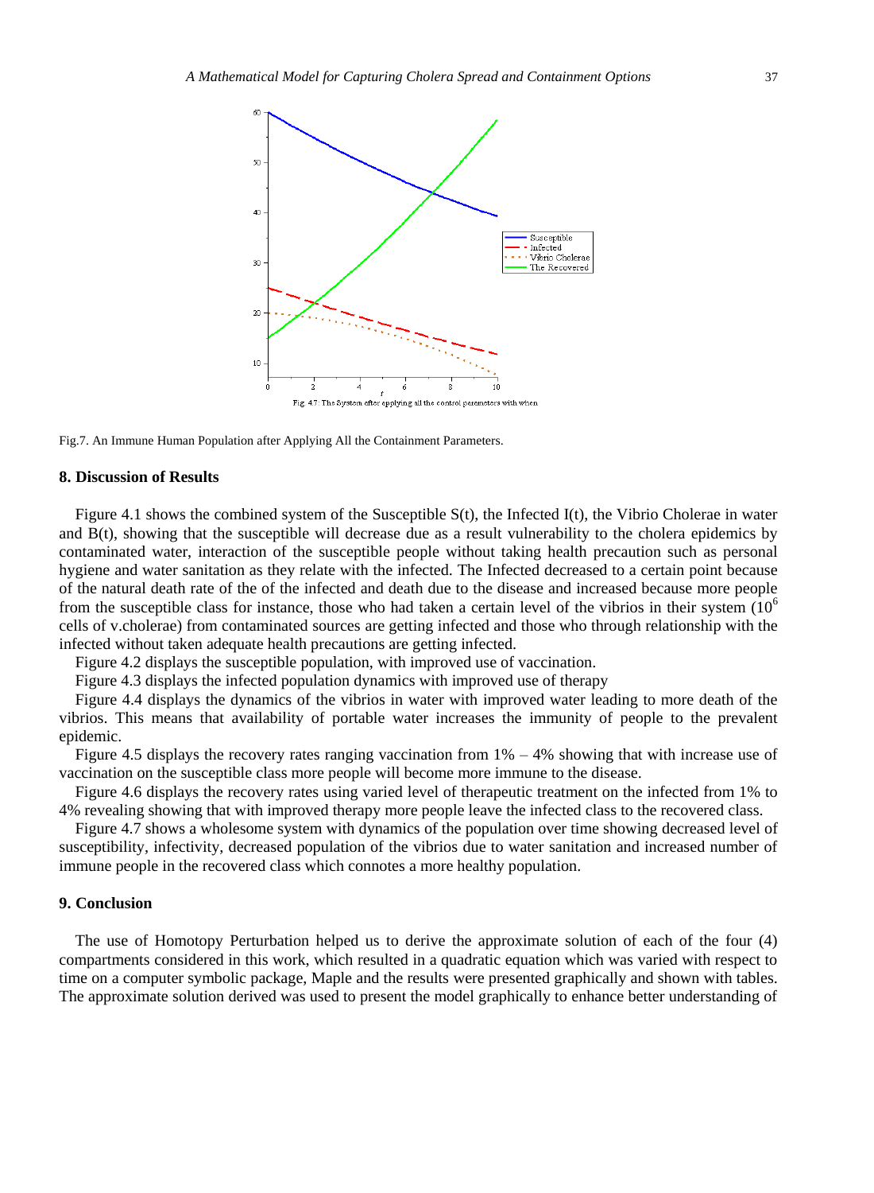Fig.7. An Immune Human Population after Applying All the Containment Parameters.

## 8. Discussion of Results

Figure 4.1 shows the combined system of the Susceptible S(t), the Infected I(t), the Vibrio Cholerae in water and B(t), showing that the susceptible will decrease due as a result vulnerability to the cholera epidemics by contaminated water, interaction of the susceptible people without taking health precaution such as personal hygiene and water sanitation as they relate with the infected. The Infected decreased to a certain point because of the natural death rate of the of the infected and death due to the disease and increased because more people from the susceptible class for instance, those who had taken a certain level of the vibrios in their system ($10^6$ cells of v.cholerae) from contaminated sources are getting infected and those who through relationship with the infected without taken adequate health precautions are getting infected.

Figure 4.2 displays the susceptible population, with improved use of vaccination.

Figure 4.3 displays the infected population dynamics with improved use of therapy

Figure 4.4 displays the dynamics of the vibrios in water with improved water leading to more death of the vibrios. This means that availability of portable water increases the immunity of people to the prevalent epidemic.

Figure 4.5 displays the recovery rates ranging vaccination from 1% – 4% showing that with increase use of vaccination on the susceptible class more people will become more immune to the disease.

Figure 4.6 displays the recovery rates using varied level of therapeutic treatment on the infected from 1% to 4% revealing showing that with improved therapy more people leave the infected class to the recovered class.

Figure 4.7 shows a wholesome system with dynamics of the population over time showing decreased level of susceptibility, infectivity, decreased population of the vibrios due to water sanitation and increased number of immune people in the recovered class which connotes a more healthy population.

## 9. Conclusion

The use of Homotopy Perturbation helped us to derive the approximate solution of each of the four (4) compartments considered in this work, which resulted in a quadratic equation which was varied with respect to time on a computer symbolic package, Maple and the results were presented graphically and shown with tables. The approximate solution derived was used to present the model graphically to enhance better understanding of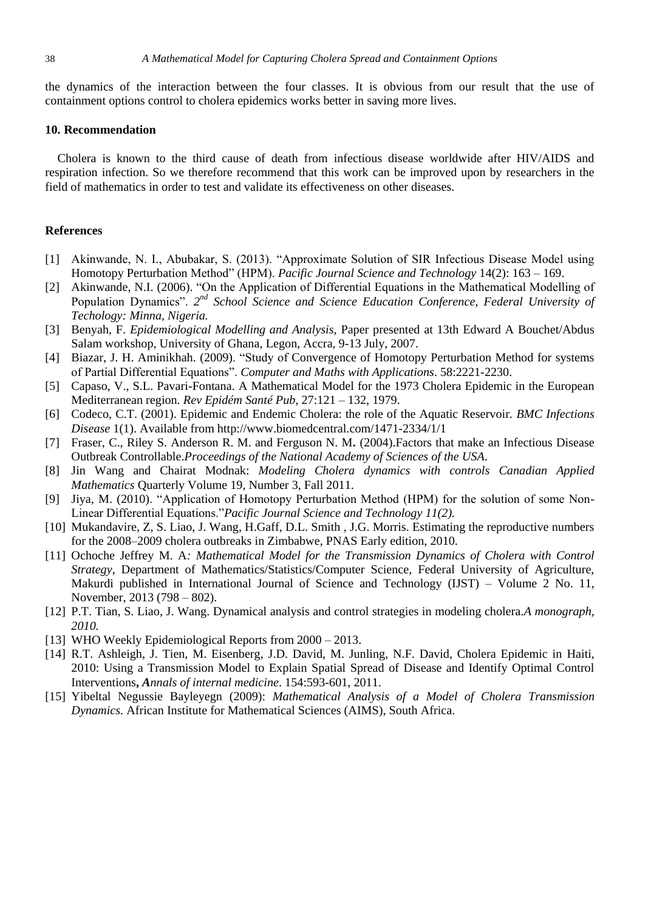the dynamics of the interaction between the four classes. It is obvious from our result that the use of containment options control to cholera epidemics works better in saving more lives.

## 10. Recommendation

Cholera is known to the third cause of death from infectious disease worldwide after HIV/AIDS and respiration infection. So we therefore recommend that this work can be improved upon by researchers in the field of mathematics in order to test and validate its effectiveness on other diseases.

## References

[1] Akinwande, N. I., Abubakar, S. (2013). "Approximate Solution of SIR Infectious Disease Model using Homotopy Perturbation Method" (HPM). *Pacific Journal Science and Technology* 14(2): 163 – 169.

[2] Akinwande, N.I. (2006). "On the Application of Differential Equations in the Mathematical Modelling of Population Dynamics". *2nd School Science and Science Education Conference, Federal University of Techology: Minna, Nigeria.*

[3] Benyah, F. *Epidemiological Modelling and Analysis*, Paper presented at 13th Edward A Bouchet/Abdus Salam workshop, University of Ghana, Legon, Accra, 9-13 July, 2007.

[4] Biazar, J. H. Aminikhah. (2009). "Study of Convergence of Homotopy Perturbation Method for systems of Partial Differential Equations". *Computer and Maths with Applications*. 58:2221-2230.

[5] Capaso, V., S.L. Pavari-Fontana. A Mathematical Model for the 1973 Cholera Epidemic in the European Mediterranean region. *Rev Epidém Santé Pub*, 27:121 – 132, 1979.

[6] Codeco, C.T. (2001). Epidemic and Endemic Cholera: the role of the Aquatic Reservoir. *BMC Infections Disease* 1(1). Available from http://www.biomedcentral.com/1471-2334/1/1

[7] Fraser, C., Riley S. Anderson R. M. and Ferguson N. M**.** (2004).Factors that make an Infectious Disease Outbreak Controllable.*Proceedings of the National Academy of Sciences of the USA.*

[8] Jin Wang and Chairat Modnak: *Modeling Cholera dynamics with controls Canadian Applied Mathematics* Quarterly Volume 19, Number 3, Fall 2011.

[9] Jiya, M. (2010). "Application of Homotopy Perturbation Method (HPM) for the solution of some Non-Linear Differential Equations."*Pacific Journal Science and Technology 11(2).*

[10] Mukandavire, Z, S. Liao, J. Wang, H.Gaff, D.L. Smith , J.G. Morris. Estimating the reproductive numbers for the 2008–2009 cholera outbreaks in Zimbabwe, PNAS Early edition, 2010.

[11] Ochoche Jeffrey M. A*: Mathematical Model for the Transmission Dynamics of Cholera with Control Strategy*, Department of Mathematics/Statistics/Computer Science, Federal University of Agriculture, Makurdi published in International Journal of Science and Technology (IJST) – Volume 2 No. 11, November, 2013 (798 – 802).

[12] P.T. Tian, S. Liao, J. Wang. Dynamical analysis and control strategies in modeling cholera.*A monograph, 2010.*

[13] WHO Weekly Epidemiological Reports from 2000 – 2013.

[14] R.T. Ashleigh, J. Tien, M. Eisenberg, J.D. David, M. Junling, N.F. David, Cholera Epidemic in Haiti, 2010: Using a Transmission Model to Explain Spatial Spread of Disease and Identify Optimal Control Interventions**,** ***A****nnals of internal medicine*. 154:593-601, 2011.

[15] Yibeltal Negussie Bayleyegn (2009): *Mathematical Analysis of a Model of Cholera Transmission Dynamics.* African Institute for Mathematical Sciences (AIMS), South Africa.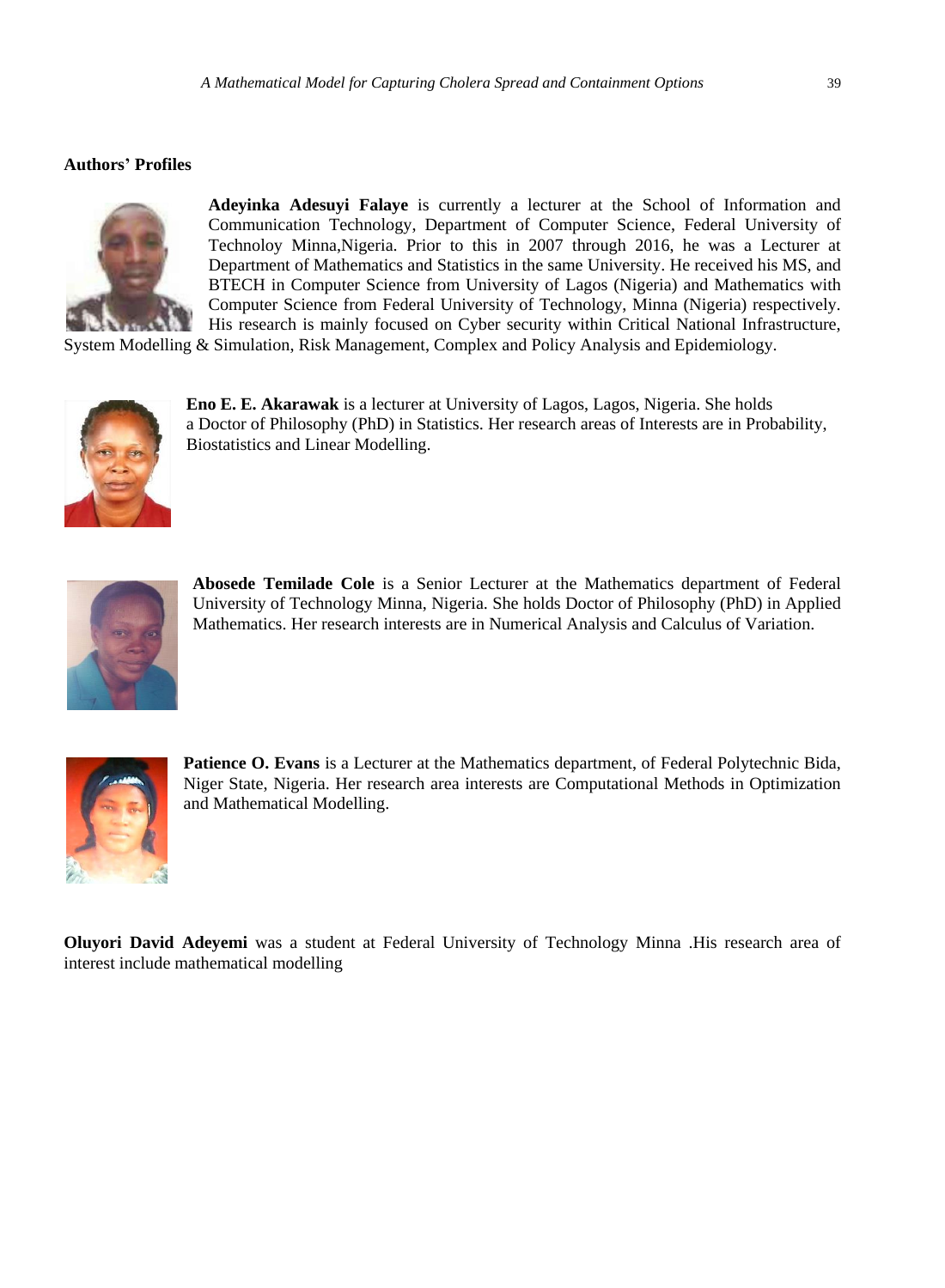**Authors' Profiles**

**Adeyinka Adesuyi Falaye** is currently a lecturer at the School of Information and Communication Technology, Department of Computer Science, Federal University of Technoloy Minna,Nigeria. Prior to this in 2007 through 2016, he was a Lecturer at Department of Mathematics and Statistics in the same University. He received his MS, and BTECH in Computer Science from University of Lagos (Nigeria) and Mathematics with Computer Science from Federal University of Technology, Minna (Nigeria) respectively. His research is mainly focused on Cyber security within Critical National Infrastructure, System Modelling & Simulation, Risk Management, Complex and Policy Analysis and Epidemiology.

**Eno E. E. Akarawak** is a lecturer at University of Lagos, Lagos, Nigeria. She holds a Doctor of Philosophy (PhD) in Statistics. Her research areas of Interests are in Probability, Biostatistics and Linear Modelling.

**Abosede Temilade Cole** is a Senior Lecturer at the Mathematics department of Federal University of Technology Minna, Nigeria. She holds Doctor of Philosophy (PhD) in Applied Mathematics. Her research interests are in Numerical Analysis and Calculus of Variation.

**Patience O. Evans** is a Lecturer at the Mathematics department, of Federal Polytechnic Bida, Niger State, Nigeria. Her research area interests are Computational Methods in Optimization and Mathematical Modelling.

**Oluyori David Adeyemi** was a student at Federal University of Technology Minna .His research area of interest include mathematical modelling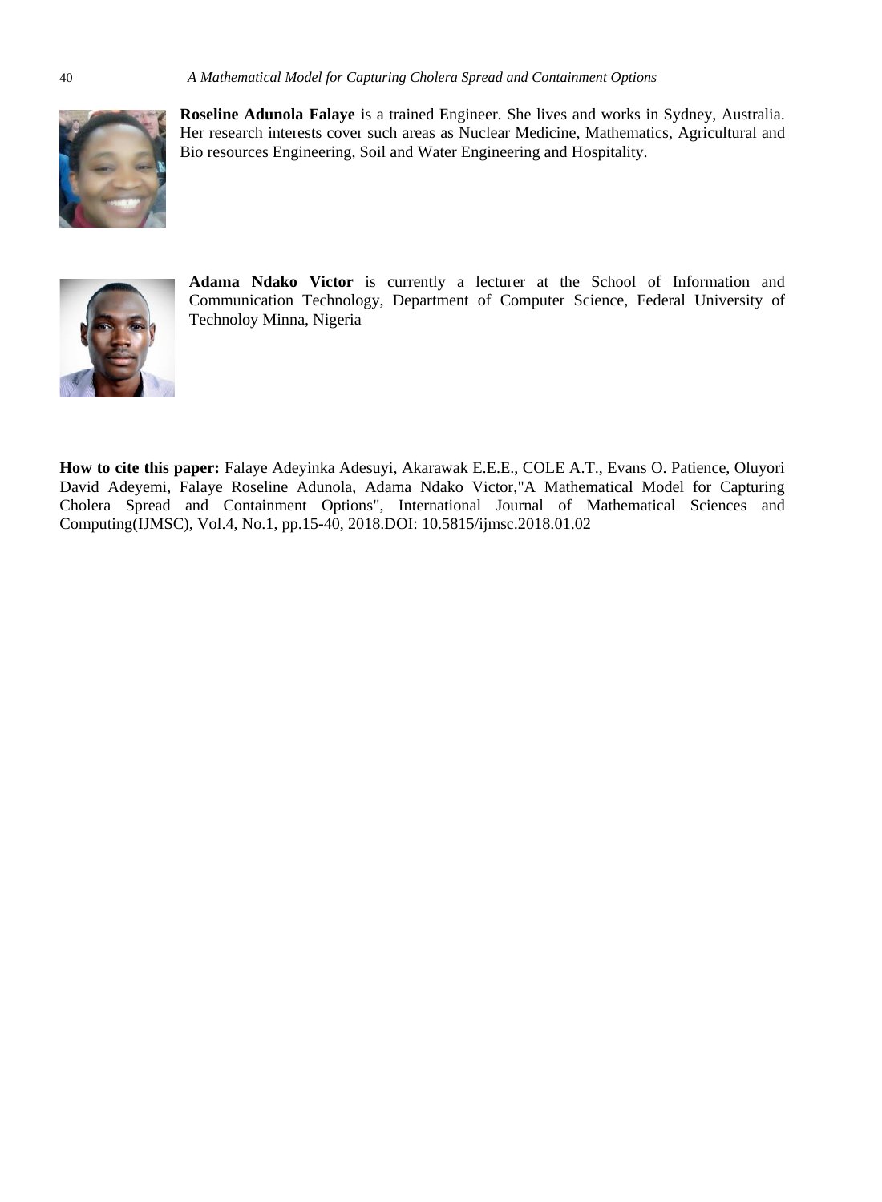**Roseline Adunola Falaye** is a trained Engineer. She lives and works in Sydney, Australia. Her research interests cover such areas as Nuclear Medicine, Mathematics, Agricultural and Bio resources Engineering, Soil and Water Engineering and Hospitality.

**Adama Ndako Victor** is currently a lecturer at the School of Information and Communication Technology, Department of Computer Science, Federal University of Technoloy Minna, Nigeria

**How to cite this paper:** Falaye Adeyinka Adesuyi, Akarawak E.E.E., COLE A.T., Evans O. Patience, Oluyori David Adeyemi, Falaye Roseline Adunola, Adama Ndako Victor,"A Mathematical Model for Capturing Cholera Spread and Containment Options", International Journal of Mathematical Sciences and Computing(IJMSC), Vol.4, No.1, pp.15-40, 2018.DOI: 10.5815/ijmsc.2018.01.02